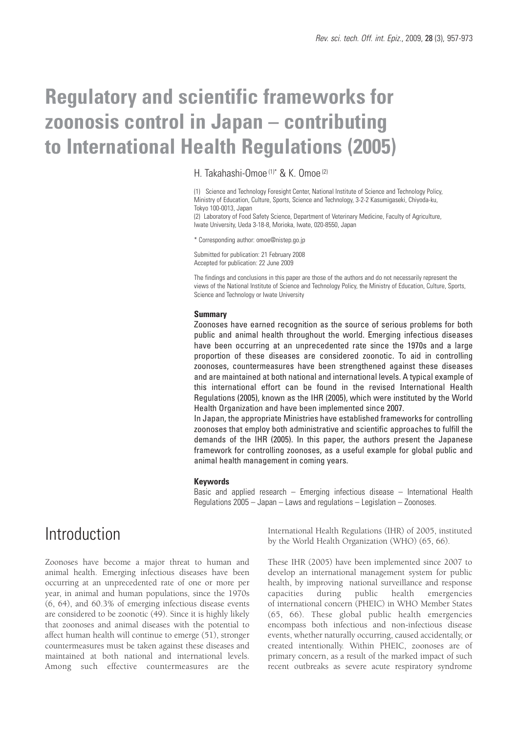# Regulatory and scientific frameworks for zoonosis control in Japan – contributing to International Health Regulations (2005)

H. Takahashi-Omoe [(1)*] & K. Omoe [(2)]

(1) Science and Technology Foresight Center, National Institute of Science and Technology Policy, Ministry of Education, Culture, Sports, Science and Technology, 3-2-2 Kasumigaseki, Chiyoda-ku, Tokyo 100-0013, Japan

(2) Laboratory of Food Safety Science, Department of Veterinary Medicine, Faculty of Agriculture, Iwate University, Ueda 3-18-8, Morioka, Iwate, 020-8550, Japan

\* Corresponding author: omoe@nistep.go.jp

Submitted for publication: 21 February 2008
Accepted for publication: 22 June 2009

The findings and conclusions in this paper are those of the authors and do not necessarily represent the views of the National Institute of Science and Technology Policy, the Ministry of Education, Culture, Sports, Science and Technology or Iwate University

### Summary

Zoonoses have earned recognition as the source of serious problems for both public and animal health throughout the world. Emerging infectious diseases have been occurring at an unprecedented rate since the 1970s and a large proportion of these diseases are considered zoonotic. To aid in controlling zoonoses, countermeasures have been strengthened against these diseases and are maintained at both national and international levels. A typical example of this international effort can be found in the revised International Health Regulations (2005), known as the IHR (2005), which were instituted by the World Health Organization and have been implemented since 2007.

In Japan, the appropriate Ministries have established frameworks for controlling zoonoses that employ both administrative and scientific approaches to fulfill the demands of the IHR (2005). In this paper, the authors present the Japanese framework for controlling zoonoses, as a useful example for global public and animal health management in coming years.

### Keywords

Basic and applied research – Emerging infectious disease – International Health Regulations 2005 – Japan – Laws and regulations – Legislation – Zoonoses.

## Introduction

Zoonoses have become a major threat to human and animal health. Emerging infectious diseases have been occurring at an unprecedented rate of one or more per year, in animal and human populations, since the 1970s (6, 64), and 60.3% of emerging infectious disease events are considered to be zoonotic (49). Since it is highly likely that zoonoses and animal diseases with the potential to affect human health will continue to emerge (51), stronger countermeasures must be taken against these diseases and maintained at both national and international levels. Among such effective countermeasures are the International Health Regulations (IHR) of 2005, instituted by the World Health Organization (WHO) (65, 66).

These IHR (2005) have been implemented since 2007 to develop an international management system for public health, by improving national surveillance and response capacities during public health emergencies of international concern (PHEIC) in WHO Member States (65, 66). These global public health emergencies encompass both infectious and non-infectious disease events, whether naturally occurring, caused accidentally, or created intentionally. Within PHEIC, zoonoses are of primary concern, as a result of the marked impact of such recent outbreaks as severe acute respiratory syndrome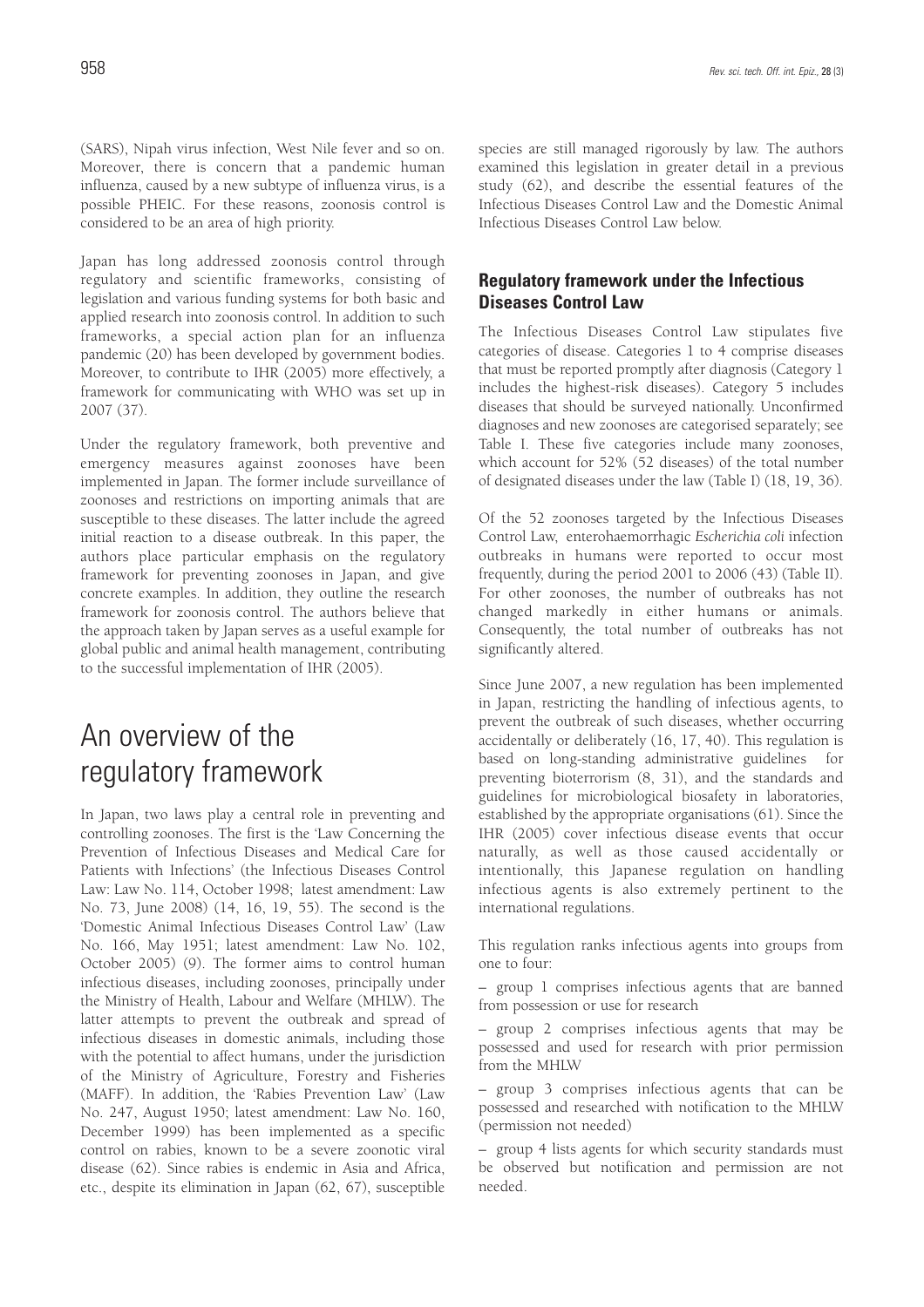(SARS), Nipah virus infection, West Nile fever and so on. Moreover, there is concern that a pandemic human influenza, caused by a new subtype of influenza virus, is a possible PHEIC. For these reasons, zoonosis control is considered to be an area of high priority.

Japan has long addressed zoonosis control through regulatory and scientific frameworks, consisting of legislation and various funding systems for both basic and applied research into zoonosis control. In addition to such frameworks, a special action plan for an influenza pandemic (20) has been developed by government bodies. Moreover, to contribute to IHR (2005) more effectively, a framework for communicating with WHO was set up in 2007 (37).

Under the regulatory framework, both preventive and emergency measures against zoonoses have been implemented in Japan. The former include surveillance of zoonoses and restrictions on importing animals that are susceptible to these diseases. The latter include the agreed initial reaction to a disease outbreak. In this paper, the authors place particular emphasis on the regulatory framework for preventing zoonoses in Japan, and give concrete examples. In addition, they outline the research framework for zoonosis control. The authors believe that the approach taken by Japan serves as a useful example for global public and animal health management, contributing to the successful implementation of IHR (2005).

# An overview of the regulatory framework

In Japan, two laws play a central role in preventing and controlling zoonoses. The first is the 'Law Concerning the Prevention of Infectious Diseases and Medical Care for Patients with Infections' (the Infectious Diseases Control Law: Law No. 114, October 1998; latest amendment: Law No. 73, June 2008) (14, 16, 19, 55). The second is the 'Domestic Animal Infectious Diseases Control Law' (Law No. 166, May 1951; latest amendment: Law No. 102, October 2005) (9). The former aims to control human infectious diseases, including zoonoses, principally under the Ministry of Health, Labour and Welfare (MHLW). The latter attempts to prevent the outbreak and spread of infectious diseases in domestic animals, including those with the potential to affect humans, under the jurisdiction of the Ministry of Agriculture, Forestry and Fisheries (MAFF). In addition, the 'Rabies Prevention Law' (Law No. 247, August 1950; latest amendment: Law No. 160, December 1999) has been implemented as a specific control on rabies, known to be a severe zoonotic viral disease (62). Since rabies is endemic in Asia and Africa, etc., despite its elimination in Japan (62, 67), susceptible species are still managed rigorously by law. The authors examined this legislation in greater detail in a previous study (62), and describe the essential features of the Infectious Diseases Control Law and the Domestic Animal Infectious Diseases Control Law below.

## Regulatory framework under the Infectious Diseases Control Law

The Infectious Diseases Control Law stipulates five categories of disease. Categories 1 to 4 comprise diseases that must be reported promptly after diagnosis (Category 1 includes the highest-risk diseases). Category 5 includes diseases that should be surveyed nationally. Unconfirmed diagnoses and new zoonoses are categorised separately; see Table I. These five categories include many zoonoses, which account for 52% (52 diseases) of the total number of designated diseases under the law (Table I) (18, 19, 36).

Of the 52 zoonoses targeted by the Infectious Diseases Control Law, enterohaemorrhagic *Escherichia coli* infection outbreaks in humans were reported to occur most frequently, during the period 2001 to 2006 (43) (Table II). For other zoonoses, the number of outbreaks has not changed markedly in either humans or animals. Consequently, the total number of outbreaks has not significantly altered.

Since June 2007, a new regulation has been implemented in Japan, restricting the handling of infectious agents, to prevent the outbreak of such diseases, whether occurring accidentally or deliberately (16, 17, 40). This regulation is based on long-standing administrative guidelines for preventing bioterrorism (8, 31), and the standards and guidelines for microbiological biosafety in laboratories, established by the appropriate organisations (61). Since the IHR (2005) cover infectious disease events that occur naturally, as well as those caused accidentally or intentionally, this Japanese regulation on handling infectious agents is also extremely pertinent to the international regulations.

This regulation ranks infectious agents into groups from one to four:

– group 1 comprises infectious agents that are banned from possession or use for research

– group 2 comprises infectious agents that may be possessed and used for research with prior permission from the MHLW

– group 3 comprises infectious agents that can be possessed and researched with notification to the MHLW (permission not needed)

– group 4 lists agents for which security standards must be observed but notification and permission are not needed.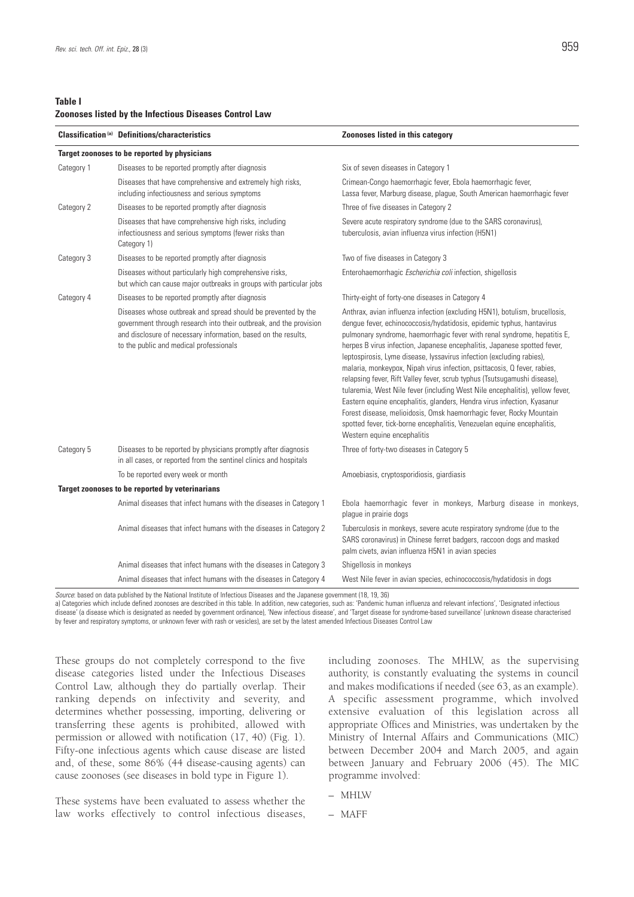**Table I**
**Zoonoses listed by the Infectious Diseases Control Law**

| Classification [a] | Definitions/characteristics | Zoonoses listed in this category |
|---|---|---|
| **Target zoonoses to be reported by physicians** | | |
| Category 1 | Diseases to be reported promptly after diagnosis | Six of seven diseases in Category 1 |
| | Diseases that have comprehensive and extremely high risks, including infectiousness and serious symptoms | Crimean-Congo haemorrhagic fever, Ebola haemorrhagic fever, Lassa fever, Marburg disease, plague, South American haemorrhagic fever |
| Category 2 | Diseases to be reported promptly after diagnosis | Three of five diseases in Category 2 |
| | Diseases that have comprehensive high risks, including infectiousness and serious symptoms (fewer risks than Category 1) | Severe acute respiratory syndrome (due to the SARS coronavirus), tuberculosis, avian influenza virus infection (H5N1) |
| Category 3 | Diseases to be reported promptly after diagnosis | Two of five diseases in Category 3 |
| | Diseases without particularly high comprehensive risks, but which can cause major outbreaks in groups with particular jobs | Enterohaemorrhagic *Escherichia coli* infection, shigellosis |
| Category 4 | Diseases to be reported promptly after diagnosis | Thirty-eight of forty-one diseases in Category 4 |
| | Diseases whose outbreak and spread should be prevented by the government through research into their outbreak, and the provision and disclosure of necessary information, based on the results, to the public and medical professionals | Anthrax, avian influenza infection (excluding H5N1), botulism, brucellosis, dengue fever, echinococcosis/hydatidosis, epidemic typhus, hantavirus pulmonary syndrome, haemorrhagic fever with renal syndrome, hepatitis E, herpes B virus infection, Japanese encephalitis, Japanese spotted fever, leptospirosis, Lyme disease, lyssavirus infection (excluding rabies), malaria, monkeypox, Nipah virus infection, psittacosis, Q fever, rabies, relapsing fever, Rift Valley fever, scrub typhus (Tsutsugamushi disease), tularemia, West Nile fever (including West Nile encephalitis), yellow fever, Eastern equine encephalitis, glanders, Hendra virus infection, Kyasanur Forest disease, melioidosis, Omsk haemorrhagic fever, Rocky Mountain spotted fever, tick-borne encephalitis, Venezuelan equine encephalitis, Western equine encephalitis |
| Category 5 | Diseases to be reported by physicians promptly after diagnosis in all cases, or reported from the sentinel clinics and hospitals | Three of forty-two diseases in Category 5 |
| | To be reported every week or month | Amoebiasis, cryptosporidiosis, giardiasis |
| **Target zoonoses to be reported by veterinarians** | | |
| | Animal diseases that infect humans with the diseases in Category 1 | Ebola haemorrhagic fever in monkeys, Marburg disease in monkeys, plague in prairie dogs |
| | Animal diseases that infect humans with the diseases in Category 2 | Tuberculosis in monkeys, severe acute respiratory syndrome (due to the SARS coronavirus) in Chinese ferret badgers, raccoon dogs and masked palm civets, avian influenza H5N1 in avian species |
| | Animal diseases that infect humans with the diseases in Category 3 | Shigellosis in monkeys |
| | Animal diseases that infect humans with the diseases in Category 4 | West Nile fever in avian species, echinococcosis/hydatidosis in dogs |

*Source*: based on data published by the National Institute of Infectious Diseases and the Japanese government (18, 19, 36)

a) Categories which include defined zoonoses are described in this table. In addition, new categories, such as: 'Pandemic human influenza and relevant infections', 'Designated infectious disease' (a disease which is designated as needed by government ordinance), 'New infectious disease', and 'Target disease for syndrome-based surveillance' (unknown disease characterised by fever and respiratory symptoms, or unknown fever with rash or vesicles), are set by the latest amended Infectious Diseases Control Law

These groups do not completely correspond to the five disease categories listed under the Infectious Diseases Control Law, although they do partially overlap. Their ranking depends on infectivity and severity, and determines whether possessing, importing, delivering or transferring these agents is prohibited, allowed with permission or allowed with notification (17, 40) (Fig. 1). Fifty-one infectious agents which cause disease are listed and, of these, some 86% (44 disease-causing agents) can cause zoonoses (see diseases in bold type in Figure 1).

These systems have been evaluated to assess whether the law works effectively to control infectious diseases, including zoonoses. The MHLW, as the supervising authority, is constantly evaluating the systems in council and makes modifications if needed (see 63, as an example). A specific assessment programme, which involved extensive evaluation of this legislation across all appropriate Offices and Ministries, was undertaken by the Ministry of Internal Affairs and Communications (MIC) between December 2004 and March 2005, and again between January and February 2006 (45). The MIC programme involved:

– MHLW

– MAFF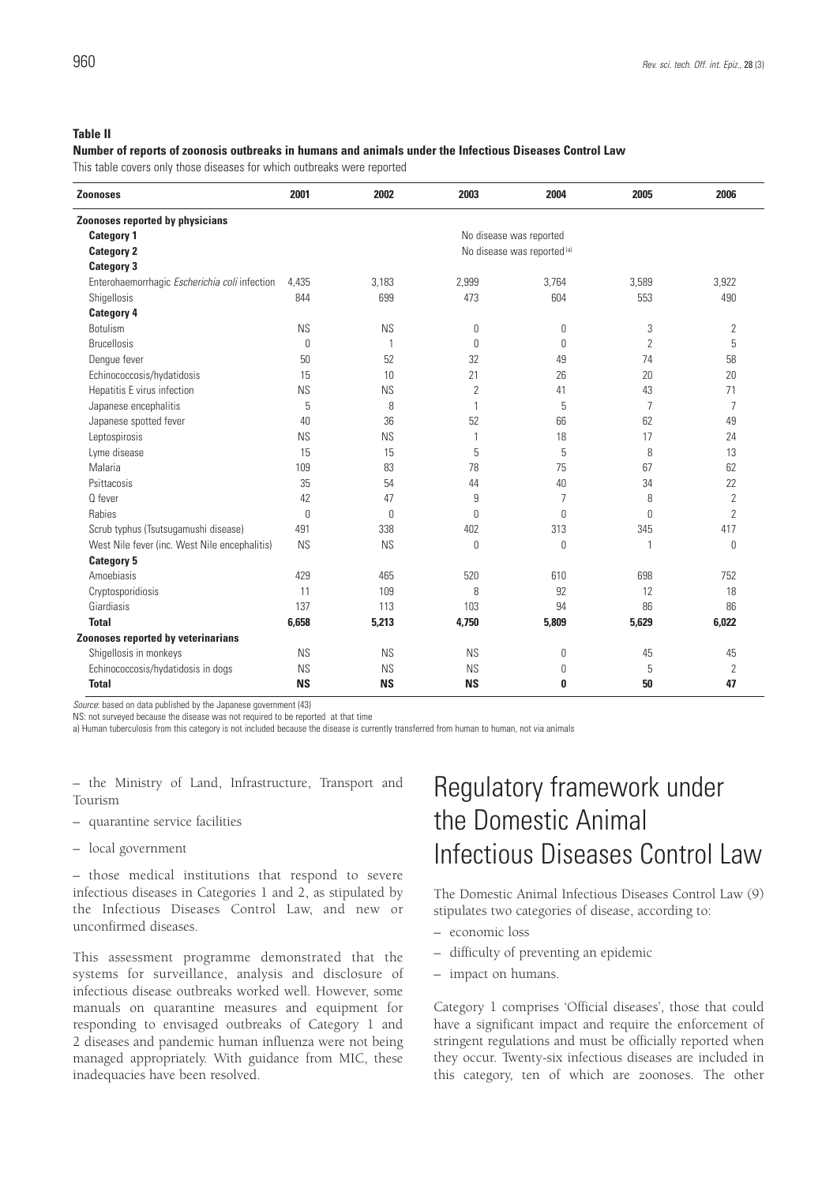**Table II**

**Number of reports of zoonosis outbreaks in humans and animals under the Infectious Diseases Control Law**

This table covers only those diseases for which outbreaks were reported

| Zoonoses | 2001 | 2002 | 2003 | 2004 | 2005 | 2006 |
|---|---|---|---|---|---|---|
| **Zoonoses reported by physicians** | | | | | | |
| **Category 1** | No disease was reported | | | | | |
| **Category 2** | No disease was reported [a] | | | | | |
| **Category 3** | | | | | | |
| Enterohaemorrhagic *Escherichia coli* infection | 4,435 | 3,183 | 2,999 | 3,764 | 3,589 | 3,922 |
| Shigellosis | 844 | 699 | 473 | 604 | 553 | 490 |
| **Category 4** | | | | | | |
| Botulism | NS | NS | 0 | 0 | 3 | 2 |
| Brucellosis | 0 | 1 | 0 | 0 | 2 | 5 |
| Dengue fever | 50 | 52 | 32 | 49 | 74 | 58 |
| Echinococcosis/hydatidosis | 15 | 10 | 21 | 26 | 20 | 20 |
| Hepatitis E virus infection | NS | NS | 2 | 41 | 43 | 71 |
| Japanese encephalitis | 5 | 8 | 1 | 5 | 7 | 7 |
| Japanese spotted fever | 40 | 36 | 52 | 66 | 62 | 49 |
| Leptospirosis | NS | NS | 1 | 18 | 17 | 24 |
| Lyme disease | 15 | 15 | 5 | 5 | 8 | 13 |
| Malaria | 109 | 83 | 78 | 75 | 67 | 62 |
| Psittacosis | 35 | 54 | 44 | 40 | 34 | 22 |
| Q fever | 42 | 47 | 9 | 7 | 8 | 2 |
| Rabies | 0 | 0 | 0 | 0 | 0 | 2 |
| Scrub typhus (Tsutsugamushi disease) | 491 | 338 | 402 | 313 | 345 | 417 |
| West Nile fever (inc. West Nile encephalitis) | NS | NS | 0 | 0 | 1 | 0 |
| **Category 5** | | | | | | |
| Amoebiasis | 429 | 465 | 520 | 610 | 698 | 752 |
| Cryptosporidiosis | 11 | 109 | 8 | 92 | 12 | 18 |
| Giardiasis | 137 | 113 | 103 | 94 | 86 | 86 |
| **Total** | **6,658** | **5,213** | **4,750** | **5,809** | **5,629** | **6,022** |
| **Zoonoses reported by veterinarians** | | | | | | |
| Shigellosis in monkeys | NS | NS | NS | 0 | 45 | 45 |
| Echinococcosis/hydatidosis in dogs | NS | NS | NS | 0 | 5 | 2 |
| **Total** | **NS** | **NS** | **NS** | **0** | **50** | **47** |

*Source*: based on data published by the Japanese government (43)

NS: not surveyed because the disease was not required to be reported at that time

a) Human tuberculosis from this category is not included because the disease is currently transferred from human to human, not via animals

– the Ministry of Land, Infrastructure, Transport and Tourism

– quarantine service facilities

– local government

– those medical institutions that respond to severe infectious diseases in Categories 1 and 2, as stipulated by the Infectious Diseases Control Law, and new or unconfirmed diseases.

This assessment programme demonstrated that the systems for surveillance, analysis and disclosure of infectious disease outbreaks worked well. However, some manuals on quarantine measures and equipment for responding to envisaged outbreaks of Category 1 and 2 diseases and pandemic human influenza were not being managed appropriately. With guidance from MIC, these inadequacies have been resolved.

# Regulatory framework under the Domestic Animal Infectious Diseases Control Law

The Domestic Animal Infectious Diseases Control Law (9) stipulates two categories of disease, according to:

– economic loss

– difficulty of preventing an epidemic

– impact on humans.

Category 1 comprises 'Official diseases', those that could have a significant impact and require the enforcement of stringent regulations and must be officially reported when they occur. Twenty-six infectious diseases are included in this category, ten of which are zoonoses. The other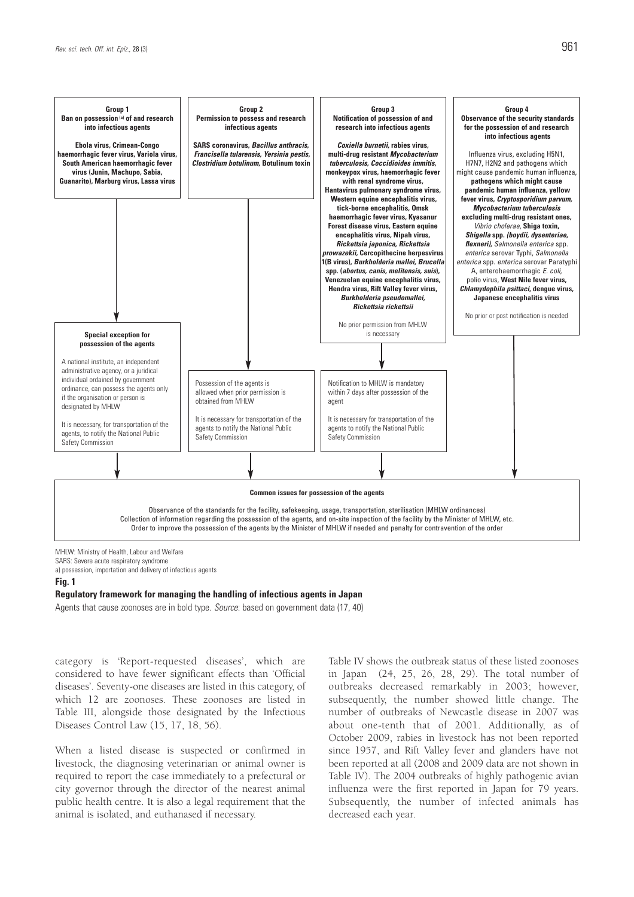**Group 1**
**Ban on possession [a] of and research into infectious agents**

**Ebola virus, Crimean-Congo haemorrhagic fever virus, Variola virus, South American haemorrhagic fever virus (Junin, Machupo, Sabia, Guanarito), Marburg virus, Lassa virus**

↓

**Special exception for possession of the agents**

A national institute, an independent administrative agency, or a juridical individual ordained by government ordinance, can possess the agents only if the organisation or person is designated by MHLW

It is necessary, for transportation of the agents, to notify the National Public Safety Commission

**Group 2**
**Permission to possess and research infectious agents**

**SARS coronavirus, *Bacillus anthracis, Francisella tularensis, Yersinia pestis, Clostridium botulinum,* Botulinum toxin**

↓

Possession of the agents is allowed when prior permission is obtained from MHLW

It is necessary for transportation of the agents to notify the National Public Safety Commission

**Group 3**
**Notification of possession of and research into infectious agents**

***Coxiella burnetii,* rabies virus, multi-drug resistant *Mycobacterium tuberculosis, Coccidioides immitis,* monkeypox virus, haemorrhagic fever with renal syndrome virus, Hantavirus pulmonary syndrome virus, Western equine encephalitis virus, tick-borne encephalitis, Omsk haemorrhagic fever virus, Kyasanur Forest disease virus, Eastern equine encephalitis virus, Nipah virus, *Rickettsia japonica, Rickettsia prowazekii,* Cercopithecine herpesvirus 1(B virus), *Burkholderia mallei, Brucella* spp. (*abortus, canis, melitensis, suis*), Venezuelan equine encephalitis virus, Hendra virus, Rift Valley fever virus, *Burkholderia pseudomallei, Rickettsia rickettsii***

No prior permission from MHLW is necessary

↓

Notification to MHLW is mandatory within 7 days after possession of the agent

It is necessary for transportation of the agents to notify the National Public Safety Commission

**Group 4**
**Observance of the security standards for the possession of and research into infectious agents**

Influenza virus, excluding H5N1, H7N7, H2N2 and pathogens which might cause pandemic human influenza, **pathogens which might cause pandemic human influenza, yellow fever virus, *Cryptosporidium parvum, Mycobacterium tuberculosis* excluding multi-drug resistant ones,** *Vibrio cholerae,* **Shiga toxin, *Shigella* spp. *(boydii, dysenteriae, flexneri),*** *Salmonella enterica* spp. *enterica* serovar Typhi, *Salmonella enterica* spp. *enterica* serovar Paratyphi A, enterohaemorrhagic *E. coli,* polio virus, **West Nile fever virus, *Chlamydophila psittaci,* dengue virus, Japanese encephalitis virus**

No prior or post notification is needed

↓

**Common issues for possession of the agents**

Observance of the standards for the facility, safekeeping, usage, transportation, sterilisation (MHLW ordinances)
Collection of information regarding the possession of the agents, and on-site inspection of the facility by the Minister of MHLW, etc.
Order to improve the possession of the agents by the Minister of MHLW if needed and penalty for contravention of the order

MHLW: Ministry of Health, Labour and Welfare
SARS: Severe acute respiratory syndrome
a) possession, importation and delivery of infectious agents

**Fig. 1**
**Regulatory framework for managing the handling of infectious agents in Japan**
Agents that cause zoonoses are in bold type. *Source*: based on government data (17, 40)

category is 'Report-requested diseases', which are considered to have fewer significant effects than 'Official diseases'. Seventy-one diseases are listed in this category, of which 12 are zoonoses. These zoonoses are listed in Table III, alongside those designated by the Infectious Diseases Control Law (15, 17, 18, 56).

When a listed disease is suspected or confirmed in livestock, the diagnosing veterinarian or animal owner is required to report the case immediately to a prefectural or city governor through the director of the nearest animal public health centre. It is also a legal requirement that the animal is isolated, and euthanased if necessary.

Table IV shows the outbreak status of these listed zoonoses in Japan (24, 25, 26, 28, 29). The total number of outbreaks decreased remarkably in 2003; however, subsequently, the number showed little change. The number of outbreaks of Newcastle disease in 2007 was about one-tenth that of 2001. Additionally, as of October 2009, rabies in livestock has not been reported since 1957, and Rift Valley fever and glanders have not been reported at all (2008 and 2009 data are not shown in Table IV). The 2004 outbreaks of highly pathogenic avian influenza were the first reported in Japan for 79 years. Subsequently, the number of infected animals has decreased each year.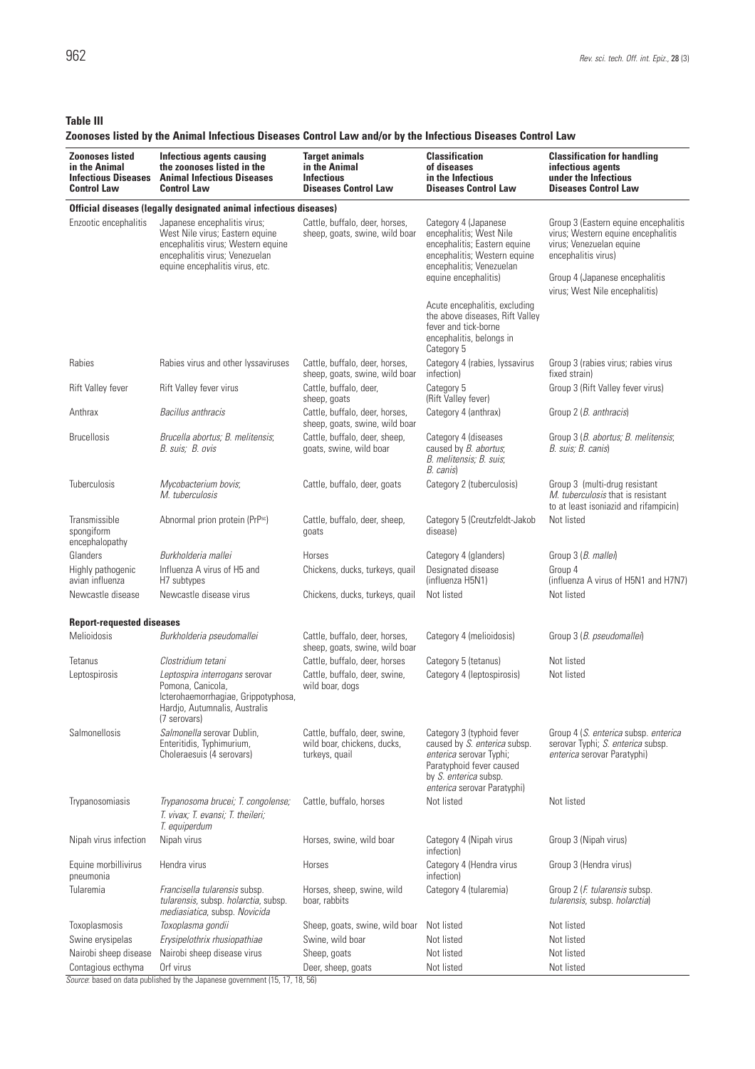**Table III**
**Zoonoses listed by the Animal Infectious Diseases Control Law and/or by the Infectious Diseases Control Law**

| Zoonoses listed in the Animal Infectious Diseases Control Law | Infectious agents causing the zoonoses listed in the Animal Infectious Diseases Control Law | Target animals in the Animal Infectious Diseases Control Law | Classification of diseases in the Infectious Diseases Control Law | Classification for handling infectious agents under the Infectious Diseases Control Law |
|---|---|---|---|---|
| **Official diseases (legally designated animal infectious diseases)** | | | | |
| Enzootic encephalitis | Japanese encephalitis virus; West Nile virus; Eastern equine encephalitis virus; Western equine encephalitis virus; Venezuelan equine encephalitis virus, etc. | Cattle, buffalo, deer, horses, sheep, goats, swine, wild boar | Category 4 (Japanese encephalitis; West Nile encephalitis; Eastern equine encephalitis; Western equine encephalitis; Venezuelan equine encephalitis)<br><br>Acute encephalitis, excluding the above diseases, Rift Valley fever and tick-borne encephalitis, belongs in Category 5 | Group 3 (Eastern equine encephalitis virus; Western equine encephalitis virus; Venezuelan equine encephalitis virus)<br><br>Group 4 (Japanese encephalitis virus; West Nile encephalitis) |
| Rabies | Rabies virus and other lyssaviruses | Cattle, buffalo, deer, horses, sheep, goats, swine, wild boar | Category 4 (rabies, lyssavirus infection) | Group 3 (rabies virus; rabies virus fixed strain) |
| Rift Valley fever | Rift Valley fever virus | Cattle, buffalo, deer, sheep, goats | Category 5 (Rift Valley fever) | Group 3 (Rift Valley fever virus) |
| Anthrax | *Bacillus anthracis* | Cattle, buffalo, deer, horses, sheep, goats, swine, wild boar | Category 4 (anthrax) | Group 2 (*B. anthracis*) |
| Brucellosis | *Brucella abortus*; *B. melitensis*; *B. suis*; *B. ovis* | Cattle, buffalo, deer, sheep, goats, swine, wild boar | Category 4 (diseases caused by *B. abortus*; *B. melitensis*; *B. suis*; *B. canis*) | Group 3 (*B. abortus*; *B. melitensis*; *B. suis*; *B. canis*) |
| Tuberculosis | *Mycobacterium bovis*; *M. tuberculosis* | Cattle, buffalo, deer, goats | Category 2 (tuberculosis) | Group 3 (multi-drug resistant *M. tuberculosis* that is resistant to at least isoniazid and rifampicin) |
| Transmissible spongiform encephalopathy | Abnormal prion protein ($PrP^{Sc}$) | Cattle, buffalo, deer, sheep, goats | Category 5 (Creutzfeldt-Jakob disease) | Not listed |
| Glanders | *Burkholderia mallei* | Horses | Category 4 (glanders) | Group 3 (*B. mallei*) |
| Highly pathogenic avian influenza | Influenza A virus of H5 and H7 subtypes | Chickens, ducks, turkeys, quail | Designated disease (influenza H5N1) | Group 4 (influenza A virus of H5N1 and H7N7) |
| Newcastle disease | Newcastle disease virus | Chickens, ducks, turkeys, quail | Not listed | Not listed |
| **Report-requested diseases** | | | | |
| Melioidosis | *Burkholderia pseudomallei* | Cattle, buffalo, deer, horses, sheep, goats, swine, wild boar | Category 4 (melioidosis) | Group 3 (*B. pseudomallei*) |
| Tetanus | *Clostridium tetani* | Cattle, buffalo, deer, horses | Category 5 (tetanus) | Not listed |
| Leptospirosis | *Leptospira interrogans* serovar Pomona, Canicola, Icterohaemorrhagiae, Grippotyphosa, Hardjo, Autumnalis, Australis (7 serovars) | Cattle, buffalo, deer, swine, wild boar, dogs | Category 4 (leptospirosis) | Not listed |
| Salmonellosis | *Salmonella* serovar Dublin, Enteritidis, Typhimurium, Choleraesuis (4 serovars) | Cattle, buffalo, deer, swine, wild boar, chickens, ducks, turkeys, quail | Category 3 (typhoid fever caused by *S. enterica* subsp. *enterica* serovar Typhi; Paratyphoid fever caused by *S. enterica* subsp. *enterica* serovar Paratyphi) | Group 4 (*S. enterica* subsp. *enterica* serovar Typhi; *S. enterica* subsp. *enterica* serovar Paratyphi) |
| Trypanosomiasis | *Trypanosoma brucei*; *T. congolense*; *T. vivax*; *T. evansi*; *T. theileri*; *T. equiperdum* | Cattle, buffalo, horses | Not listed | Not listed |
| Nipah virus infection | Nipah virus | Horses, swine, wild boar | Category 4 (Nipah virus infection) | Group 3 (Nipah virus) |
| Equine morbillivirus pneumonia | Hendra virus | Horses | Category 4 (Hendra virus infection) | Group 3 (Hendra virus) |
| Tularemia | *Francisella tularensis* subsp. *tularensis*, subsp. *holarctia*, subsp. *mediasiatica*, subsp. *Novicida* | Horses, sheep, swine, wild boar, rabbits | Category 4 (tularemia) | Group 2 (*F. tularensis* subsp. *tularensis*, subsp. *holarctia*) |
| Toxoplasmosis | *Toxoplasma gondii* | Sheep, goats, swine, wild boar | Not listed | Not listed |
| Swine erysipelas | *Erysipelothrix rhusiopathiae* | Swine, wild boar | Not listed | Not listed |
| Nairobi sheep disease | Nairobi sheep disease virus | Sheep, goats | Not listed | Not listed |
| Contagious ecthyma | Orf virus | Deer, sheep, goats | Not listed | Not listed |

*Source*: based on data published by the Japanese government (15, 17, 18, 56)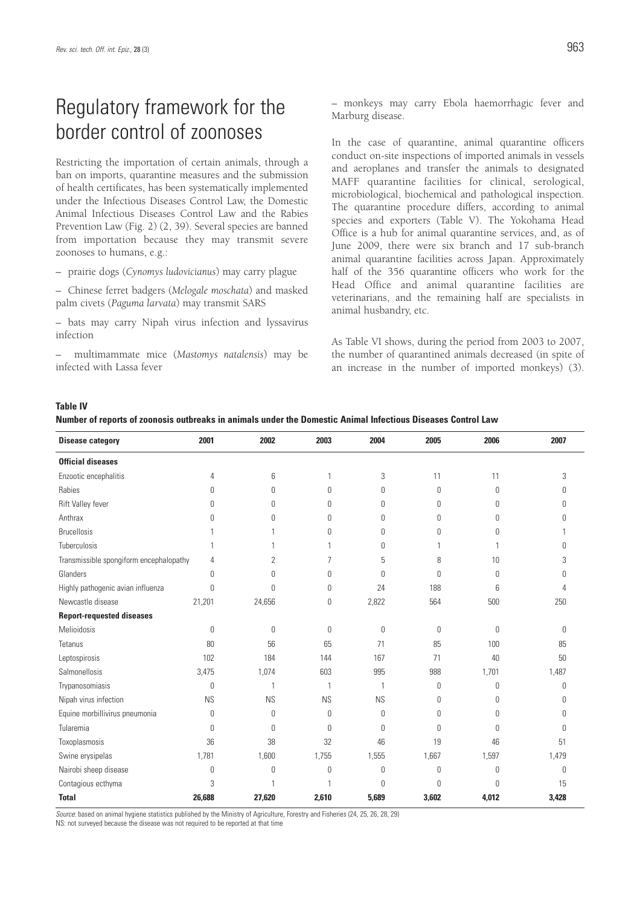# Regulatory framework for the border control of zoonoses

Restricting the importation of certain animals, through a ban on imports, quarantine measures and the submission of health certificates, has been systematically implemented under the Infectious Diseases Control Law, the Domestic Animal Infectious Diseases Control Law and the Rabies Prevention Law (Fig. 2) (2, 39). Several species are banned from importation because they may transmit severe zoonoses to humans, e.g.:

– prairie dogs (*Cynomys ludovicianus*) may carry plague

– Chinese ferret badgers (*Melogale moschata*) and masked palm civets (*Paguma larvata*) may transmit SARS

– bats may carry Nipah virus infection and lyssavirus infection

– multimammate mice (*Mastomys natalensis*) may be infected with Lassa fever

– monkeys may carry Ebola haemorrhagic fever and Marburg disease.

In the case of quarantine, animal quarantine officers conduct on-site inspections of imported animals in vessels and aeroplanes and transfer the animals to designated MAFF quarantine facilities for clinical, serological, microbiological, biochemical and pathological inspection. The quarantine procedure differs, according to animal species and exporters (Table V). The Yokohama Head Office is a hub for animal quarantine services, and, as of June 2009, there were six branch and 17 sub-branch animal quarantine facilities across Japan. Approximately half of the 356 quarantine officers who work for the Head Office and animal quarantine facilities are veterinarians, and the remaining half are specialists in animal husbandry, etc.

As Table VI shows, during the period from 2003 to 2007, the number of quarantined animals decreased (in spite of an increase in the number of imported monkeys) (3).

**Table IV**
**Number of reports of zoonosis outbreaks in animals under the Domestic Animal Infectious Diseases Control Law**

| Disease category | 2001 | 2002 | 2003 | 2004 | 2005 | 2006 | 2007 |
|---|---|---|---|---|---|---|---|
| **Official diseases** | | | | | | | |
| Enzootic encephalitis | 4 | 6 | 1 | 3 | 11 | 11 | 3 |
| Rabies | 0 | 0 | 0 | 0 | 0 | 0 | 0 |
| Rift Valley fever | 0 | 0 | 0 | 0 | 0 | 0 | 0 |
| Anthrax | 0 | 0 | 0 | 0 | 0 | 0 | 0 |
| Brucellosis | 1 | 1 | 0 | 0 | 0 | 0 | 1 |
| Tuberculosis | 1 | 1 | 1 | 0 | 1 | 1 | 0 |
| Transmissible spongiform encephalopathy | 4 | 2 | 7 | 5 | 8 | 10 | 3 |
| Glanders | 0 | 0 | 0 | 0 | 0 | 0 | 0 |
| Highly pathogenic avian influenza | 0 | 0 | 0 | 24 | 188 | 6 | 4 |
| Newcastle disease | 21,201 | 24,656 | 0 | 2,822 | 564 | 500 | 250 |
| **Report-requested diseases** | | | | | | | |
| Melioidosis | 0 | 0 | 0 | 0 | 0 | 0 | 0 |
| Tetanus | 80 | 56 | 65 | 71 | 85 | 100 | 85 |
| Leptospirosis | 102 | 184 | 144 | 167 | 71 | 40 | 50 |
| Salmonellosis | 3,475 | 1,074 | 603 | 995 | 988 | 1,701 | 1,487 |
| Trypanosomiasis | 0 | 1 | 1 | 1 | 0 | 0 | 0 |
| Nipah virus infection | NS | NS | NS | NS | 0 | 0 | 0 |
| Equine morbillivirus pneumonia | 0 | 0 | 0 | 0 | 0 | 0 | 0 |
| Tularemia | 0 | 0 | 0 | 0 | 0 | 0 | 0 |
| Toxoplasmosis | 36 | 38 | 32 | 46 | 19 | 46 | 51 |
| Swine erysipelas | 1,781 | 1,600 | 1,755 | 1,555 | 1,667 | 1,597 | 1,479 |
| Nairobi sheep disease | 0 | 0 | 0 | 0 | 0 | 0 | 0 |
| Contagious ecthyma | 3 | 1 | 1 | 0 | 0 | 0 | 15 |
| **Total** | **26,688** | **27,620** | **2,610** | **5,689** | **3,602** | **4,012** | **3,428** |

*Source*: based on animal hygiene statistics published by the Ministry of Agriculture, Forestry and Fisheries (24, 25, 26, 28, 29)
NS: not surveyed because the disease was not required to be reported at that time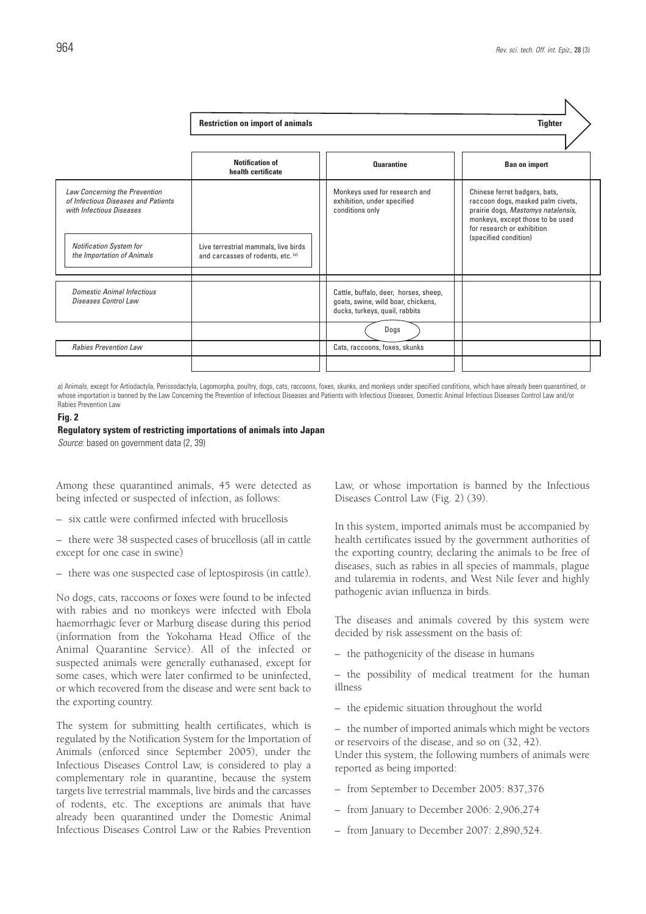| | Restriction on import of animals → Tighter | | |
|---|---|---|---|
| | **Notification of health certificate** | **Quarantine** | **Ban on import** |
| *Law Concerning the Prevention of Infectious Diseases and Patients with Infectious Diseases* | | Monkeys used for research and exhibition, under specified conditions only | Chinese ferret badgers, bats, raccoon dogs, masked palm civets, prairie dogs, *Mastomys natalensis*, monkeys, except those to be used for research or exhibition (specified condition) |
| *Notification System for the Importation of Animals* | Live terrestrial mammals, live birds and carcasses of rodents, etc. [a] | | |
| *Domestic Animal Infectious Diseases Control Law* | | Cattle, buffalo, deer, horses, sheep, goats, swine, wild boar, chickens, ducks, turkeys, quail, rabbits | |
| | | Dogs | |
| *Rabies Prevention Law* | | Cats, raccoons, foxes, skunks | |

a) Animals, except for Artiodactyla, Perissodactyla, Lagomorpha, poultry, dogs, cats, raccoons, foxes, skunks, and monkeys under specified conditions, which have already been quarantined, or whose importation is banned by the Law Concerning the Prevention of Infectious Diseases and Patients with Infectious Diseases, Domestic Animal Infectious Diseases Control Law and/or Rabies Prevention Law

**Fig. 2**

**Regulatory system of restricting importations of animals into Japan**

*Source*: based on government data (2, 39)

Among these quarantined animals, 45 were detected as being infected or suspected of infection, as follows:

– six cattle were confirmed infected with brucellosis

– there were 38 suspected cases of brucellosis (all in cattle except for one case in swine)

– there was one suspected case of leptospirosis (in cattle).

No dogs, cats, raccoons or foxes were found to be infected with rabies and no monkeys were infected with Ebola haemorrhagic fever or Marburg disease during this period (information from the Yokohama Head Office of the Animal Quarantine Service). All of the infected or suspected animals were generally euthanased, except for some cases, which were later confirmed to be uninfected, or which recovered from the disease and were sent back to the exporting country.

The system for submitting health certificates, which is regulated by the Notification System for the Importation of Animals (enforced since September 2005), under the Infectious Diseases Control Law, is considered to play a complementary role in quarantine, because the system targets live terrestrial mammals, live birds and the carcasses of rodents, etc. The exceptions are animals that have already been quarantined under the Domestic Animal Infectious Diseases Control Law or the Rabies Prevention Law, or whose importation is banned by the Infectious Diseases Control Law (Fig. 2) (39).

In this system, imported animals must be accompanied by health certificates issued by the government authorities of the exporting country, declaring the animals to be free of diseases, such as rabies in all species of mammals, plague and tularemia in rodents, and West Nile fever and highly pathogenic avian influenza in birds.

The diseases and animals covered by this system were decided by risk assessment on the basis of:

– the pathogenicity of the disease in humans

– the possibility of medical treatment for the human illness

– the epidemic situation throughout the world

– the number of imported animals which might be vectors or reservoirs of the disease, and so on (32, 42).

Under this system, the following numbers of animals were reported as being imported:

– from September to December 2005: 837,376

– from January to December 2006: 2,906,274

– from January to December 2007: 2,890,524.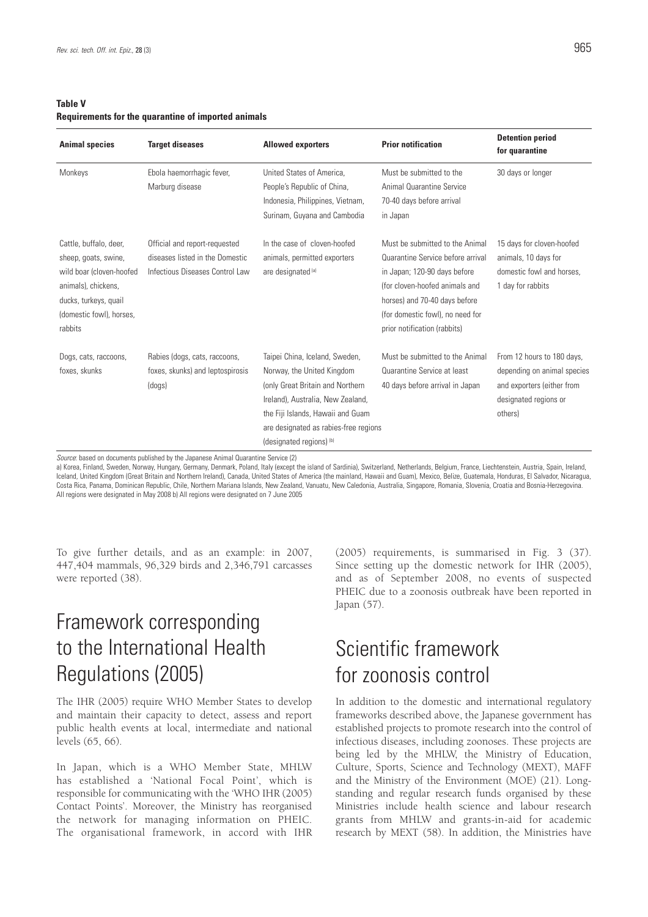**Table V**
**Requirements for the quarantine of imported animals**

| Animal species | Target diseases | Allowed exporters | Prior notification | Detention period for quarantine |
|---|---|---|---|---|
| Monkeys | Ebola haemorrhagic fever, Marburg disease | United States of America, People's Republic of China, Indonesia, Philippines, Vietnam, Surinam, Guyana and Cambodia | Must be submitted to the Animal Quarantine Service 70-40 days before arrival in Japan | 30 days or longer |
| Cattle, buffalo, deer, sheep, goats, swine, wild boar (cloven-hoofed animals), chickens, ducks, turkeys, quail (domestic fowl), horses, rabbits | Official and report-requested diseases listed in the Domestic Infectious Diseases Control Law | In the case of cloven-hoofed animals, permitted exporters are designated [a] | Must be submitted to the Animal Quarantine Service before arrival in Japan; 120-90 days before (for cloven-hoofed animals and horses) and 70-40 days before (for domestic fowl), no need for prior notification (rabbits) | 15 days for cloven-hoofed animals, 10 days for domestic fowl and horses, 1 day for rabbits |
| Dogs, cats, raccoons, foxes, skunks | Rabies (dogs, cats, raccoons, foxes, skunks) and leptospirosis (dogs) | Taipei China, Iceland, Sweden, Norway, the United Kingdom (only Great Britain and Northern Ireland), Australia, New Zealand, the Fiji Islands, Hawaii and Guam are designated as rabies-free regions (designated regions) [b] | Must be submitted to the Animal Quarantine Service at least 40 days before arrival in Japan | From 12 hours to 180 days, depending on animal species and exporters (either from designated regions or others) |

*Source*: based on documents published by the Japanese Animal Quarantine Service (2)

a) Korea, Finland, Sweden, Norway, Hungary, Germany, Denmark, Poland, Italy (except the island of Sardinia), Switzerland, Netherlands, Belgium, France, Liechtenstein, Austria, Spain, Ireland, Iceland, United Kingdom (Great Britain and Northern Ireland), Canada, United States of America (the mainland, Hawaii and Guam), Mexico, Belize, Guatemala, Honduras, El Salvador, Nicaragua, Costa Rica, Panama, Dominican Republic, Chile, Northern Mariana Islands, New Zealand, Vanuatu, New Caledonia, Australia, Singapore, Romania, Slovenia, Croatia and Bosnia-Herzegovina. All regions were designated in May 2008 b) All regions were designated on 7 June 2005

To give further details, and as an example: in 2007, 447,404 mammals, 96,329 birds and 2,346,791 carcasses were reported (38).

## Framework corresponding to the International Health Regulations (2005)

The IHR (2005) require WHO Member States to develop and maintain their capacity to detect, assess and report public health events at local, intermediate and national levels (65, 66).

In Japan, which is a WHO Member State, MHLW has established a 'National Focal Point', which is responsible for communicating with the 'WHO IHR (2005) Contact Points'. Moreover, the Ministry has reorganised the network for managing information on PHEIC. The organisational framework, in accord with IHR (2005) requirements, is summarised in Fig. 3 (37). Since setting up the domestic network for IHR (2005), and as of September 2008, no events of suspected PHEIC due to a zoonosis outbreak have been reported in Japan (57).

## Scientific framework for zoonosis control

In addition to the domestic and international regulatory frameworks described above, the Japanese government has established projects to promote research into the control of infectious diseases, including zoonoses. These projects are being led by the MHLW, the Ministry of Education, Culture, Sports, Science and Technology (MEXT), MAFF and the Ministry of the Environment (MOE) (21). Long-standing and regular research funds organised by these Ministries include health science and labour research grants from MHLW and grants-in-aid for academic research by MEXT (58). In addition, the Ministries have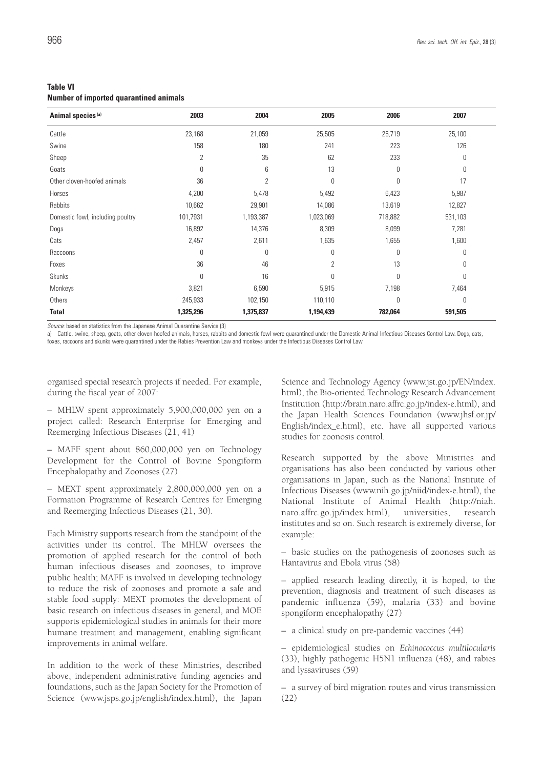**Table VI**
**Number of imported quarantined animals**

| Animal species [a] | 2003 | 2004 | 2005 | 2006 | 2007 |
|---|---|---|---|---|---|
| Cattle | 23,168 | 21,059 | 25,505 | 25,719 | 25,100 |
| Swine | 158 | 180 | 241 | 223 | 126 |
| Sheep | 2 | 35 | 62 | 233 | 0 |
| Goats | 0 | 6 | 13 | 0 | 0 |
| Other cloven-hoofed animals | 36 | 2 | 0 | 0 | 17 |
| Horses | 4,200 | 5,478 | 5,492 | 6,423 | 5,987 |
| Rabbits | 10,662 | 29,901 | 14,086 | 13,619 | 12,827 |
| Domestic fowl, including poultry | 101,7931 | 1,193,387 | 1,023,069 | 718,882 | 531,103 |
| Dogs | 16,892 | 14,376 | 8,309 | 8,099 | 7,281 |
| Cats | 2,457 | 2,611 | 1,635 | 1,655 | 1,600 |
| Raccoons | 0 | 0 | 0 | 0 | 0 |
| Foxes | 36 | 46 | 2 | 13 | 0 |
| Skunks | 0 | 16 | 0 | 0 | 0 |
| Monkeys | 3,821 | 6,590 | 5,915 | 7,198 | 7,464 |
| Others | 245,933 | 102,150 | 110,110 | 0 | 0 |
| **Total** | **1,325,296** | **1,375,837** | **1,194,439** | **782,064** | **591,505** |

*Source*: based on statistics from the Japanese Animal Quarantine Service (3)

a) Cattle, swine, sheep, goats, other cloven-hoofed animals, horses, rabbits and domestic fowl were quarantined under the Domestic Animal Infectious Diseases Control Law. Dogs, cats, foxes, raccoons and skunks were quarantined under the Rabies Prevention Law and monkeys under the Infectious Diseases Control Law

organised special research projects if needed. For example, during the fiscal year of 2007:

– MHLW spent approximately 5,900,000,000 yen on a project called: Research Enterprise for Emerging and Reemerging Infectious Diseases (21, 41)

– MAFF spent about 860,000,000 yen on Technology Development for the Control of Bovine Spongiform Encephalopathy and Zoonoses (27)

– MEXT spent approximately 2,800,000,000 yen on a Formation Programme of Research Centres for Emerging and Reemerging Infectious Diseases (21, 30).

Each Ministry supports research from the standpoint of the activities under its control. The MHLW oversees the promotion of applied research for the control of both human infectious diseases and zoonoses, to improve public health; MAFF is involved in developing technology to reduce the risk of zoonoses and promote a safe and stable food supply: MEXT promotes the development of basic research on infectious diseases in general, and MOE supports epidemiological studies in animals for their more humane treatment and management, enabling significant improvements in animal welfare.

In addition to the work of these Ministries, described above, independent administrative funding agencies and foundations, such as the Japan Society for the Promotion of Science (www.jsps.go.jp/english/index.html), the Japan Science and Technology Agency (www.jst.go.jp/EN/index.html), the Bio-oriented Technology Research Advancement Institution (http://brain.naro.affrc.go.jp/index-e.html), and the Japan Health Sciences Foundation (www.jhsf.or.jp/English/index_e.html), etc. have all supported various studies for zoonosis control.

Research supported by the above Ministries and organisations has also been conducted by various other organisations in Japan, such as the National Institute of Infectious Diseases (www.nih.go.jp/niid/index-e.html), the National Institute of Animal Health (http://niah.naro.affrc.go.jp/index.html), universities, research institutes and so on. Such research is extremely diverse, for example:

– basic studies on the pathogenesis of zoonoses such as Hantavirus and Ebola virus (58)

– applied research leading directly, it is hoped, to the prevention, diagnosis and treatment of such diseases as pandemic influenza (59), malaria (33) and bovine spongiform encephalopathy (27)

– a clinical study on pre-pandemic vaccines (44)

– epidemiological studies on *Echinococcus multilocularis* (33), highly pathogenic H5N1 influenza (48), and rabies and lyssaviruses (59)

– a survey of bird migration routes and virus transmission (22)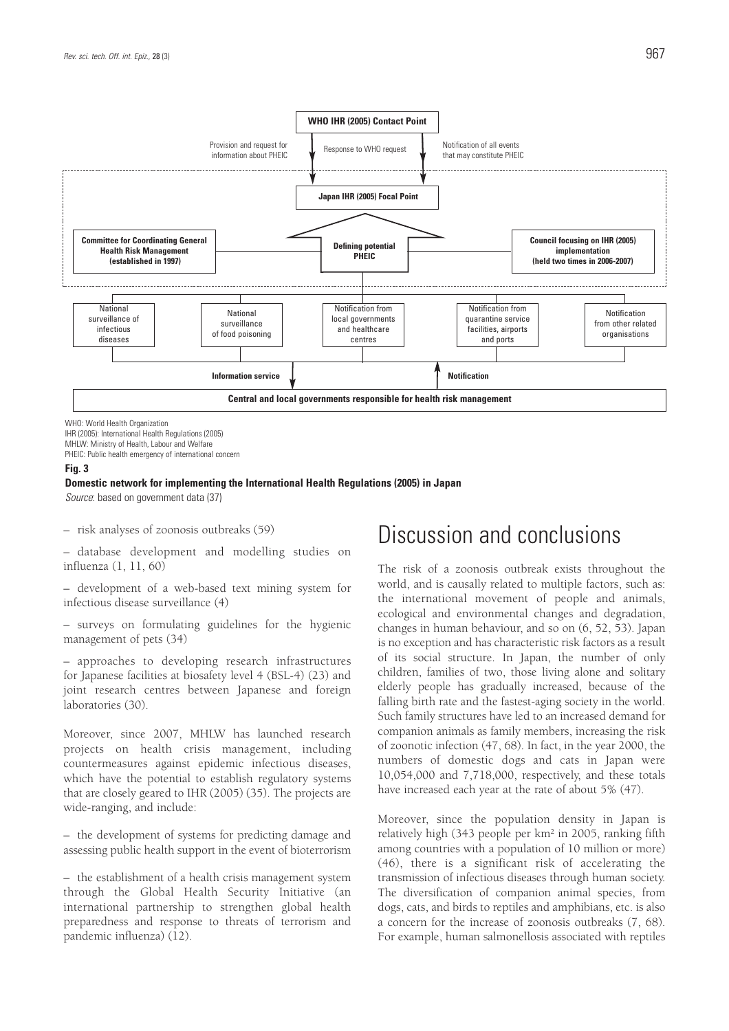WHO IHR (2005) Contact Point

Provision and request for information about PHEIC | Response to WHO request | Notification of all events that may constitute PHEIC

Japan IHR (2005) Focal Point

**Committee for Coordinating General Health Risk Management (established in 1997)** — **Defining potential PHEIC** — **Council focusing on IHR (2005) implementation (held two times in 2006-2007)**

National surveillance of infectious diseases | National surveillance of food poisoning | Notification from local governments and healthcare centres | Notification from quarantine service facilities, airports and ports | Notification from other related organisations

**Information service** | **Notification**

**Central and local governments responsible for health risk management**

WHO: World Health Organization
IHR (2005): International Health Regulations (2005)
MHLW: Ministry of Health, Labour and Welfare
PHEIC: Public health emergency of international concern

**Fig. 3**
**Domestic network for implementing the International Health Regulations (2005) in Japan**
*Source*: based on government data (37)

– risk analyses of zoonosis outbreaks (59)

– database development and modelling studies on influenza (1, 11, 60)

– development of a web-based text mining system for infectious disease surveillance (4)

– surveys on formulating guidelines for the hygienic management of pets (34)

– approaches to developing research infrastructures for Japanese facilities at biosafety level 4 (BSL-4) (23) and joint research centres between Japanese and foreign laboratories (30).

Moreover, since 2007, MHLW has launched research projects on health crisis management, including countermeasures against epidemic infectious diseases, which have the potential to establish regulatory systems that are closely geared to IHR (2005) (35). The projects are wide-ranging, and include:

– the development of systems for predicting damage and assessing public health support in the event of bioterrorism

– the establishment of a health crisis management system through the Global Health Security Initiative (an international partnership to strengthen global health preparedness and response to threats of terrorism and pandemic influenza) (12).

# Discussion and conclusions

The risk of a zoonosis outbreak exists throughout the world, and is causally related to multiple factors, such as: the international movement of people and animals, ecological and environmental changes and degradation, changes in human behaviour, and so on (6, 52, 53). Japan is no exception and has characteristic risk factors as a result of its social structure. In Japan, the number of only children, families of two, those living alone and solitary elderly people has gradually increased, because of the falling birth rate and the fastest-aging society in the world. Such family structures have led to an increased demand for companion animals as family members, increasing the risk of zoonotic infection (47, 68). In fact, in the year 2000, the numbers of domestic dogs and cats in Japan were 10,054,000 and 7,718,000, respectively, and these totals have increased each year at the rate of about 5% (47).

Moreover, since the population density in Japan is relatively high (343 people per km$^2$ in 2005, ranking fifth among countries with a population of 10 million or more) (46), there is a significant risk of accelerating the transmission of infectious diseases through human society. The diversification of companion animal species, from dogs, cats, and birds to reptiles and amphibians, etc. is also a concern for the increase of zoonosis outbreaks (7, 68). For example, human salmonellosis associated with reptiles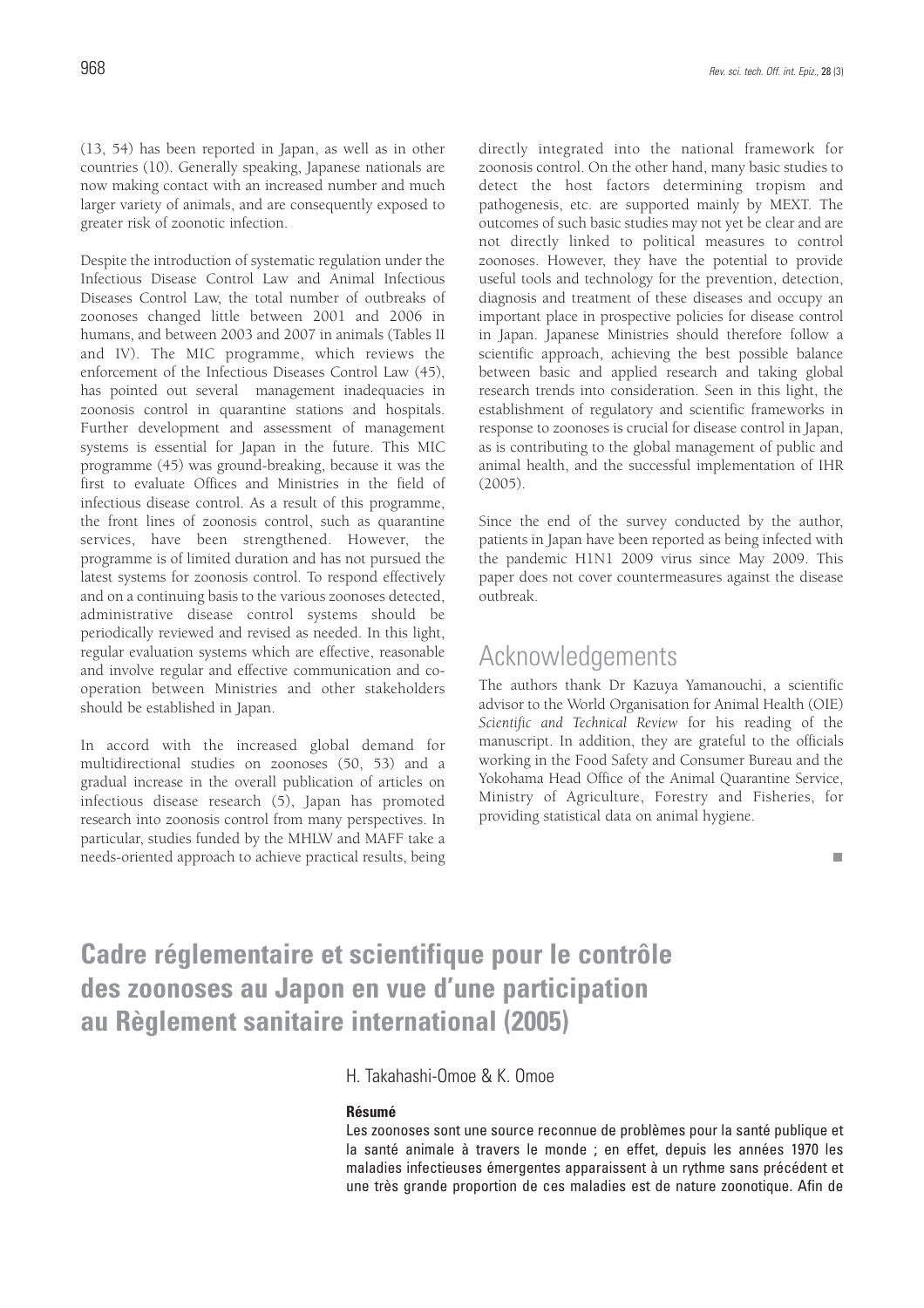(13, 54) has been reported in Japan, as well as in other countries (10). Generally speaking, Japanese nationals are now making contact with an increased number and much larger variety of animals, and are consequently exposed to greater risk of zoonotic infection.

Despite the introduction of systematic regulation under the Infectious Disease Control Law and Animal Infectious Diseases Control Law, the total number of outbreaks of zoonoses changed little between 2001 and 2006 in humans, and between 2003 and 2007 in animals (Tables II and IV). The MIC programme, which reviews the enforcement of the Infectious Diseases Control Law (45), has pointed out several management inadequacies in zoonosis control in quarantine stations and hospitals. Further development and assessment of management systems is essential for Japan in the future. This MIC programme (45) was ground-breaking, because it was the first to evaluate Offices and Ministries in the field of infectious disease control. As a result of this programme, the front lines of zoonosis control, such as quarantine services, have been strengthened. However, the programme is of limited duration and has not pursued the latest systems for zoonosis control. To respond effectively and on a continuing basis to the various zoonoses detected, administrative disease control systems should be periodically reviewed and revised as needed. In this light, regular evaluation systems which are effective, reasonable and involve regular and effective communication and co-operation between Ministries and other stakeholders should be established in Japan.

In accord with the increased global demand for multidirectional studies on zoonoses (50, 53) and a gradual increase in the overall publication of articles on infectious disease research (5), Japan has promoted research into zoonosis control from many perspectives. In particular, studies funded by the MHLW and MAFF take a needs-oriented approach to achieve practical results, being directly integrated into the national framework for zoonosis control. On the other hand, many basic studies to detect the host factors determining tropism and pathogenesis, etc. are supported mainly by MEXT. The outcomes of such basic studies may not yet be clear and are not directly linked to political measures to control zoonoses. However, they have the potential to provide useful tools and technology for the prevention, detection, diagnosis and treatment of these diseases and occupy an important place in prospective policies for disease control in Japan. Japanese Ministries should therefore follow a scientific approach, achieving the best possible balance between basic and applied research and taking global research trends into consideration. Seen in this light, the establishment of regulatory and scientific frameworks in response to zoonoses is crucial for disease control in Japan, as is contributing to the global management of public and animal health, and the successful implementation of IHR (2005).

Since the end of the survey conducted by the author, patients in Japan have been reported as being infected with the pandemic H1N1 2009 virus since May 2009. This paper does not cover countermeasures against the disease outbreak.

## Acknowledgements

The authors thank Dr Kazuya Yamanouchi, a scientific advisor to the World Organisation for Animal Health (OIE) *Scientific and Technical Review* for his reading of the manuscript. In addition, they are grateful to the officials working in the Food Safety and Consumer Bureau and the Yokohama Head Office of the Animal Quarantine Service, Ministry of Agriculture, Forestry and Fisheries, for providing statistical data on animal hygiene.

# Cadre réglementaire et scientifique pour le contrôle des zoonoses au Japon en vue d'une participation au Règlement sanitaire international (2005)

H. Takahashi-Omoe & K. Omoe

**Résumé**

Les zoonoses sont une source reconnue de problèmes pour la santé publique et la santé animale à travers le monde ; en effet, depuis les années 1970 les maladies infectieuses émergentes apparaissent à un rythme sans précédent et une très grande proportion de ces maladies est de nature zoonotique. Afin de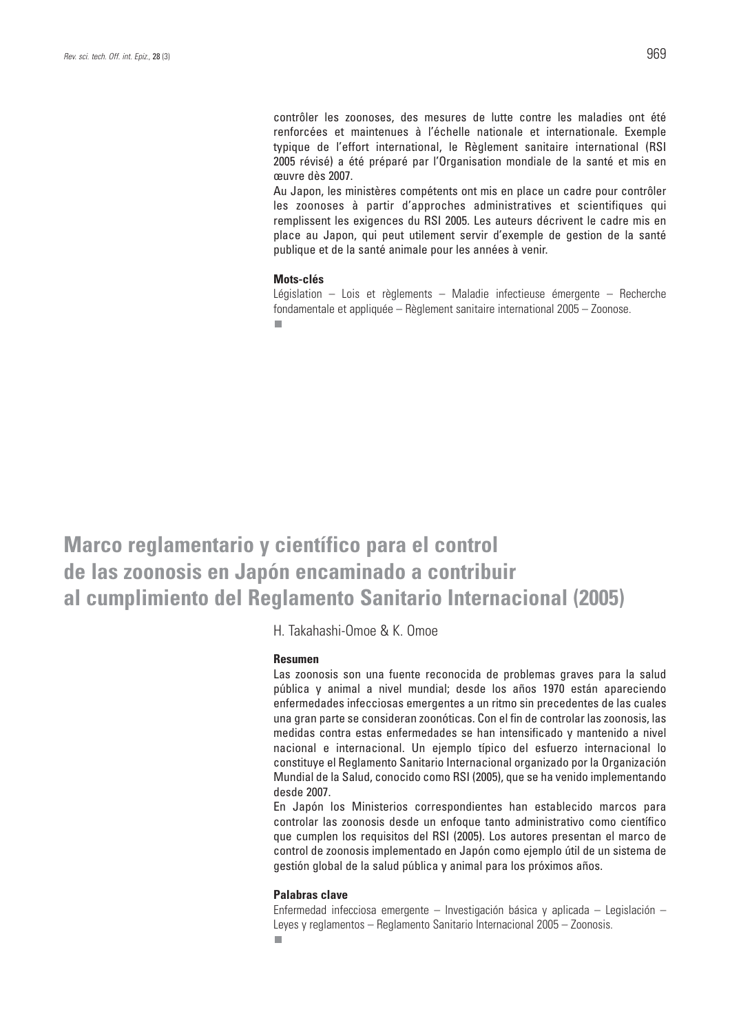contrôler les zoonoses, des mesures de lutte contre les maladies ont été renforcées et maintenues à l'échelle nationale et internationale. Exemple typique de l'effort international, le Règlement sanitaire international (RSI 2005 révisé) a été préparé par l'Organisation mondiale de la santé et mis en œuvre dès 2007.

Au Japon, les ministères compétents ont mis en place un cadre pour contrôler les zoonoses à partir d'approches administratives et scientifiques qui remplissent les exigences du RSI 2005. Les auteurs décrivent le cadre mis en place au Japon, qui peut utilement servir d'exemple de gestion de la santé publique et de la santé animale pour les années à venir.

**Mots-clés**

Législation – Lois et règlements – Maladie infectieuse émergente – Recherche fondamentale et appliquée – Règlement sanitaire international 2005 – Zoonose.

# Marco reglamentario y científico para el control de las zoonosis en Japón encaminado a contribuir al cumplimiento del Reglamento Sanitario Internacional (2005)

H. Takahashi-Omoe & K. Omoe

**Resumen**

Las zoonosis son una fuente reconocida de problemas graves para la salud pública y animal a nivel mundial; desde los años 1970 están apareciendo enfermedades infecciosas emergentes a un ritmo sin precedentes de las cuales una gran parte se consideran zoonóticas. Con el fin de controlar las zoonosis, las medidas contra estas enfermedades se han intensificado y mantenido a nivel nacional e internacional. Un ejemplo típico del esfuerzo internacional lo constituye el Reglamento Sanitario Internacional organizado por la Organización Mundial de la Salud, conocido como RSI (2005), que se ha venido implementando desde 2007.

En Japón los Ministerios correspondientes han establecido marcos para controlar las zoonosis desde un enfoque tanto administrativo como científico que cumplen los requisitos del RSI (2005). Los autores presentan el marco de control de zoonosis implementado en Japón como ejemplo útil de un sistema de gestión global de la salud pública y animal para los próximos años.

**Palabras clave**

Enfermedad infecciosa emergente – Investigación básica y aplicada – Legislación – Leyes y reglamentos – Reglamento Sanitario Internacional 2005 – Zoonosis.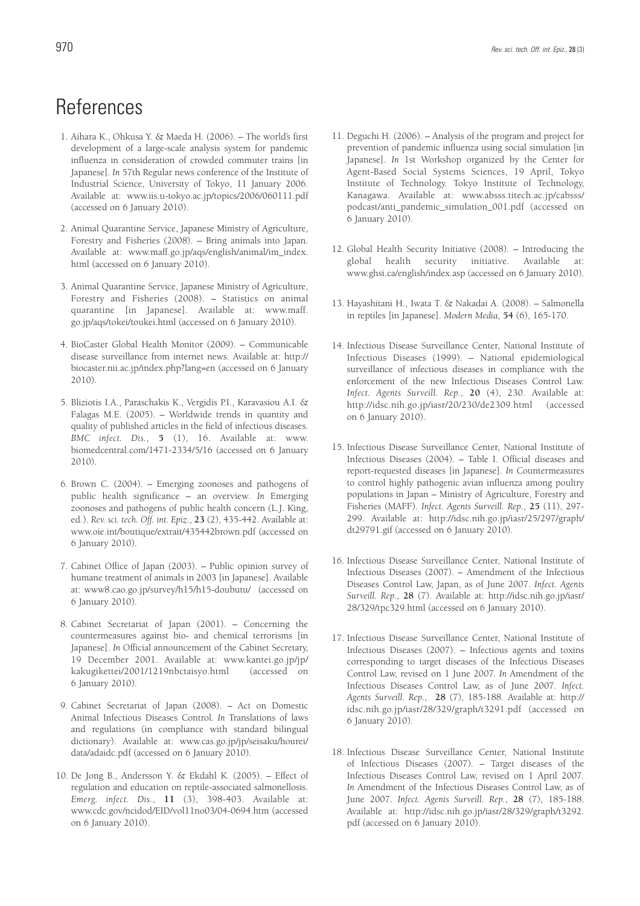# References

1. Aihara K., Ohkusa Y. & Maeda H. (2006). – The world's first development of a large-scale analysis system for pandemic influenza in consideration of crowded commuter trains [in Japanese]. *In* 57th Regular news conference of the Institute of Industrial Science, University of Tokyo, 11 January 2006. Available at: www.iis.u-tokyo.ac.jp/topics/2006/060111.pdf (accessed on 6 January 2010).

2. Animal Quarantine Service, Japanese Ministry of Agriculture, Forestry and Fisheries (2008). – Bring animals into Japan. Available at: www.maff.go.jp/aqs/english/animal/im_index.html (accessed on 6 January 2010).

3. Animal Quarantine Service, Japanese Ministry of Agriculture, Forestry and Fisheries (2008). – Statistics on animal quarantine [in Japanese]. Available at: www.maff.go.jp/aqs/tokei/toukei.html (accessed on 6 January 2010).

4. BioCaster Global Health Monitor (2009). – Communicable disease surveillance from internet news. Available at: http://biocaster.nii.ac.jp/index.php?lang=en (accessed on 6 January 2010).

5. Bliziotis I.A., Paraschakis K., Vergidis P.I., Karavasiou A.I. & Falagas M.E. (2005). – Worldwide trends in quantity and quality of published articles in the field of infectious diseases. *BMC infect. Dis.*, **5** (1), 16. Available at: www.biomedcentral.com/1471-2334/5/16 (accessed on 6 January 2010).

6. Brown C. (2004). – Emerging zoonoses and pathogens of public health significance – an overview. *In* Emerging zoonoses and pathogens of public health concern (L.J. King, ed.). *Rev. sci. tech. Off. int. Epiz.*, **23** (2), 435-442. Available at: www.oie.int/boutique/extrait/435442brown.pdf (accessed on 6 January 2010).

7. Cabinet Office of Japan (2003). – Public opinion survey of humane treatment of animals in 2003 [in Japanese]. Available at: www8.cao.go.jp/survey/h15/h15-doubutu/ (accessed on 6 January 2010).

8. Cabinet Secretariat of Japan (2001). – Concerning the countermeasures against bio- and chemical terrorisms [in Japanese]. *In* Official announcement of the Cabinet Secretary, 19 December 2001. Available at: www.kantei.go.jp/jp/kakugikettei/2001/1219nbctaisyo.html (accessed on 6 January 2010).

9. Cabinet Secretariat of Japan (2008). – Act on Domestic Animal Infectious Diseases Control. *In* Translations of laws and regulations (in compliance with standard bilingual dictionary). Available at: www.cas.go.jp/jp/seisaku/hourei/data/adaidc.pdf (accessed on 6 January 2010).

10. De Jong B., Andersson Y. & Ekdahl K. (2005). – Effect of regulation and education on reptile-associated salmonellosis. *Emerg. infect. Dis.*, **11** (3), 398-403. Available at: www.cdc.gov/ncidod/EID/vol11no03/04-0694.htm (accessed on 6 January 2010).

11. Deguchi H. (2006). – Analysis of the program and project for prevention of pandemic influenza using social simulation [in Japanese]. *In* 1st Workshop organized by the Center for Agent-Based Social Systems Sciences, 19 April, Tokyo Institute of Technology. Tokyo Institute of Technology, Kanagawa. Available at: www.absss.titech.ac.jp/cabsss/podcast/anti_pandemic_simulation_001.pdf (accessed on 6 January 2010).

12. Global Health Security Initiative (2008). – Introducing the global health security initiative. Available at: www.ghsi.ca/english/index.asp (accessed on 6 January 2010).

13. Hayashitani H., Iwata T. & Nakadai A. (2008). – Salmonella in reptiles [in Japanese]. *Modern Media*, **54** (6), 165-170.

14. Infectious Disease Surveillance Center, National Institute of Infectious Diseases (1999). – National epidemiological surveillance of infectious diseases in compliance with the enforcement of the new Infectious Diseases Control Law. *Infect. Agents Surveill. Rep.*, **20** (4), 230. Available at: http://idsc.nih.go.jp/iasr/20/230/de2309.html (accessed on 6 January 2010).

15. Infectious Disease Surveillance Center, National Institute of Infectious Diseases (2004). – Table I. Official diseases and report-requested diseases [in Japanese]. *In* Countermeasures to control highly pathogenic avian influenza among poultry populations in Japan – Ministry of Agriculture, Forestry and Fisheries (MAFF). *Infect. Agents Surveill. Rep.*, **25** (11), 297-299. Available at: http://idsc.nih.go.jp/iasr/25/297/graph/dt29791.gif (accessed on 6 January 2010).

16. Infectious Disease Surveillance Center, National Institute of Infectious Diseases (2007). – Amendment of the Infectious Diseases Control Law, Japan, as of June 2007. *Infect. Agents Surveill. Rep.*, **28** (7). Available at: http://idsc.nih.go.jp/iasr/28/329/tpc329.html (accessed on 6 January 2010).

17. Infectious Disease Surveillance Center, National Institute of Infectious Diseases (2007). – Infectious agents and toxins corresponding to target diseases of the Infectious Diseases Control Law, revised on 1 June 2007. *In* Amendment of the Infectious Diseases Control Law, as of June 2007. *Infect. Agents Surveill. Rep.*, **28** (7), 185-188. Available at: http://idsc.nih.go.jp/iasr/28/329/graph/t3291.pdf (accessed on 6 January 2010).

18. Infectious Disease Surveillance Center, National Institute of Infectious Diseases (2007). – Target diseases of the Infectious Diseases Control Law, revised on 1 April 2007. *In* Amendment of the Infectious Diseases Control Law, as of June 2007. *Infect. Agents Surveill. Rep.*, **28** (7), 185-188. Available at: http://idsc.nih.go.jp/iasr/28/329/graph/t3292.pdf (accessed on 6 January 2010).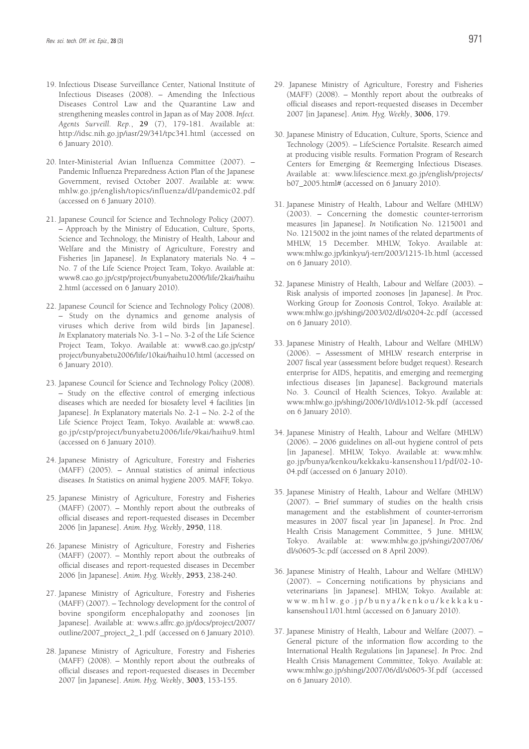19. Infectious Disease Surveillance Center, National Institute of Infectious Diseases (2008). – Amending the Infectious Diseases Control Law and the Quarantine Law and strengthening measles control in Japan as of May 2008. *Infect. Agents Surveill. Rep.*, **29** (7), 179-181. Available at: http://idsc.nih.go.jp/iasr/29/341/tpc341.html (accessed on 6 January 2010).

20. Inter-Ministerial Avian Influenza Committee (2007). – Pandemic Influenza Preparedness Action Plan of the Japanese Government, revised October 2007. Available at: www.mhlw.go.jp/english/topics/influenza/dl/pandemic02.pdf (accessed on 6 January 2010).

21. Japanese Council for Science and Technology Policy (2007). – Approach by the Ministry of Education, Culture, Sports, Science and Technology, the Ministry of Health, Labour and Welfare and the Ministry of Agriculture, Forestry and Fisheries [in Japanese]. *In* Explanatory materials No. 4 – No. 7 of the Life Science Project Team, Tokyo. Available at: www8.cao.go.jp/cstp/project/bunyabetu2006/life/2kai/haihu2.html (accessed on 6 January 2010).

22. Japanese Council for Science and Technology Policy (2008). – Study on the dynamics and genome analysis of viruses which derive from wild birds [in Japanese]. *In* Explanatory materials No. 3-1 – No. 3-2 of the Life Science Project Team, Tokyo. Available at: www8.cao.go.jp/cstp/project/bunyabetu2006/life/10kai/haihu10.html (accessed on 6 January 2010).

23. Japanese Council for Science and Technology Policy (2008). – Study on the effective control of emerging infectious diseases which are needed for biosafety level 4 facilities [in Japanese]. *In* Explanatory materials No. 2-1 – No. 2-2 of the Life Science Project Team, Tokyo. Available at: www8.cao.go.jp/cstp/project/bunyabetu2006/life/9kai/haihu9.html (accessed on 6 January 2010).

24. Japanese Ministry of Agriculture, Forestry and Fisheries (MAFF) (2005). – Annual statistics of animal infectious diseases. *In* Statistics on animal hygiene 2005. MAFF, Tokyo.

25. Japanese Ministry of Agriculture, Forestry and Fisheries (MAFF) (2007). – Monthly report about the outbreaks of official diseases and report-requested diseases in December 2006 [in Japanese]. *Anim. Hyg. Weekly*, **2950**, 118.

26. Japanese Ministry of Agriculture, Forestry and Fisheries (MAFF) (2007). – Monthly report about the outbreaks of official diseases and report-requested diseases in December 2006 [in Japanese]. *Anim. Hyg. Weekly*, **2953**, 238-240.

27. Japanese Ministry of Agriculture, Forestry and Fisheries (MAFF) (2007). – Technology development for the control of bovine spongiform encephalopathy and zoonoses [in Japanese]. Available at: www.s.affrc.go.jp/docs/project/2007/outline/2007_project_2_1.pdf (accessed on 6 January 2010).

28. Japanese Ministry of Agriculture, Forestry and Fisheries (MAFF) (2008). – Monthly report about the outbreaks of official diseases and report-requested diseases in December 2007 [in Japanese]. *Anim. Hyg. Weekly*, **3003**, 153-155.

29. Japanese Ministry of Agriculture, Forestry and Fisheries (MAFF) (2008). – Monthly report about the outbreaks of official diseases and report-requested diseases in December 2007 [in Japanese]. *Anim. Hyg. Weekly*, **3006**, 179.

30. Japanese Ministry of Education, Culture, Sports, Science and Technology (2005). – LifeScience Portalsite. Research aimed at producing visible results. Formation Program of Research Centers for Emerging & Reemerging Infectious Diseases. Available at: www.lifescience.mext.go.jp/english/projects/b07_2005.html# (accessed on 6 January 2010).

31. Japanese Ministry of Health, Labour and Welfare (MHLW) (2003). – Concerning the domestic counter-terrorism measures [in Japanese]. *In* Notification No. 1215001 and No. 1215002 in the joint names of the related departments of MHLW, 15 December. MHLW, Tokyo. Available at: www.mhlw.go.jp/kinkyu/j-terr/2003/1215-1b.html (accessed on 6 January 2010).

32. Japanese Ministry of Health, Labour and Welfare (2003). – Risk analysis of imported zoonoses [in Japanese]. *In* Proc. Working Group for Zoonosis Control, Tokyo. Available at: www.mhlw.go.jp/shingi/2003/02/dl/s0204-2c.pdf (accessed on 6 January 2010).

33. Japanese Ministry of Health, Labour and Welfare (MHLW) (2006). – Assessment of MHLW research enterprise in 2007 fiscal year (assessment before budget request). Research enterprise for AIDS, hepatitis, and emerging and reemerging infectious diseases [in Japanese]. Background materials No. 3. Council of Health Sciences, Tokyo. Available at: www.mhlw.go.jp/shingi/2006/10/dl/s1012-5k.pdf (accessed on 6 January 2010).

34. Japanese Ministry of Health, Labour and Welfare (MHLW) (2006). – 2006 guidelines on all-out hygiene control of pets [in Japanese]. MHLW, Tokyo. Available at: www.mhlw.go.jp/bunya/kenkou/kekkaku-kansenshou11/pdf/02-10-04.pdf (accessed on 6 January 2010).

35. Japanese Ministry of Health, Labour and Welfare (MHLW) (2007). – Brief summary of studies on the health crisis management and the establishment of counter-terrorism measures in 2007 fiscal year [in Japanese]. *In* Proc. 2nd Health Crisis Management Committee, 5 June. MHLW, Tokyo. Available at: www.mhlw.go.jp/shingi/2007/06/dl/s0605-3c.pdf (accessed on 8 April 2009).

36. Japanese Ministry of Health, Labour and Welfare (MHLW) (2007). – Concerning notifications by physicians and veterinarians [in Japanese]. MHLW, Tokyo. Available at: www.mhlw.go.jp/bunya/kenkou/kekkaku-kansenshou11/01.html (accessed on 6 January 2010).

37. Japanese Ministry of Health, Labour and Welfare (2007). – General picture of the information flow according to the International Health Regulations [in Japanese]. *In* Proc. 2nd Health Crisis Management Committee, Tokyo. Available at: www.mhlw.go.jp/shingi/2007/06/dl/s0605-3f.pdf (accessed on 6 January 2010).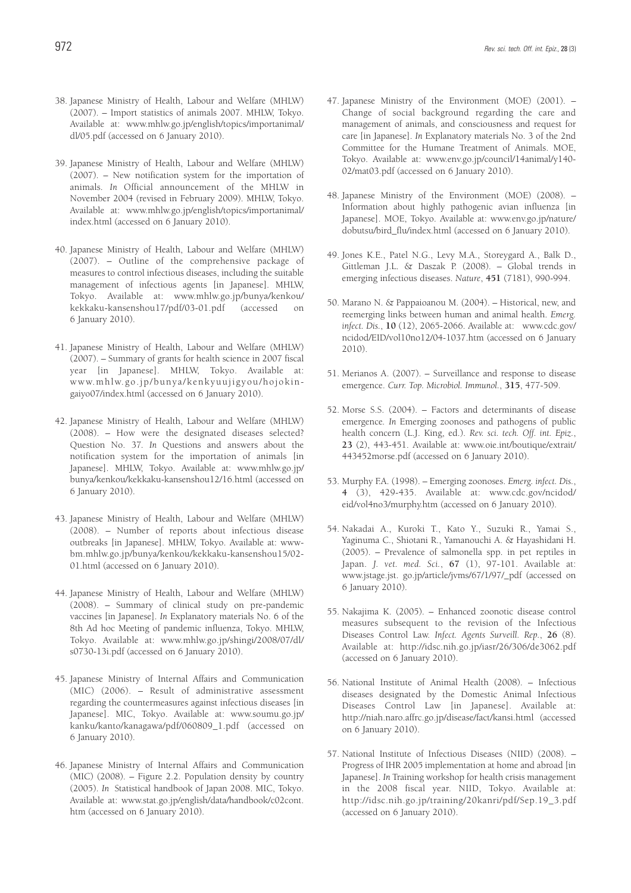38. Japanese Ministry of Health, Labour and Welfare (MHLW) (2007). – Import statistics of animals 2007. MHLW, Tokyo. Available at: www.mhlw.go.jp/english/topics/importanimal/dl/05.pdf (accessed on 6 January 2010).

39. Japanese Ministry of Health, Labour and Welfare (MHLW) (2007). – New notification system for the importation of animals. *In* Official announcement of the MHLW in November 2004 (revised in February 2009). MHLW, Tokyo. Available at: www.mhlw.go.jp/english/topics/importanimal/index.html (accessed on 6 January 2010).

40. Japanese Ministry of Health, Labour and Welfare (MHLW) (2007). – Outline of the comprehensive package of measures to control infectious diseases, including the suitable management of infectious agents [in Japanese]. MHLW, Tokyo. Available at: www.mhlw.go.jp/bunya/kenkou/kekkaku-kansenshou17/pdf/03-01.pdf (accessed on 6 January 2010).

41. Japanese Ministry of Health, Labour and Welfare (MHLW) (2007). – Summary of grants for health science in 2007 fiscal year [in Japanese]. MHLW, Tokyo. Available at: www.mhlw.go.jp/bunya/kenkyuujigyou/hojokin-gaiyo07/index.html (accessed on 6 January 2010).

42. Japanese Ministry of Health, Labour and Welfare (MHLW) (2008). – How were the designated diseases selected? Question No. 37. *In* Questions and answers about the notification system for the importation of animals [in Japanese]. MHLW, Tokyo. Available at: www.mhlw.go.jp/bunya/kenkou/kekkaku-kansenshou12/16.html (accessed on 6 January 2010).

43. Japanese Ministry of Health, Labour and Welfare (MHLW) (2008). – Number of reports about infectious disease outbreaks [in Japanese]. MHLW, Tokyo. Available at: www-bm.mhlw.go.jp/bunya/kenkou/kekkaku-kansenshou15/02-01.html (accessed on 6 January 2010).

44. Japanese Ministry of Health, Labour and Welfare (MHLW) (2008). – Summary of clinical study on pre-pandemic vaccines [in Japanese]. *In* Explanatory materials No. 6 of the 8th Ad hoc Meeting of pandemic influenza, Tokyo. MHLW, Tokyo. Available at: www.mhlw.go.jp/shingi/2008/07/dl/s0730-13i.pdf (accessed on 6 January 2010).

45. Japanese Ministry of Internal Affairs and Communication (MIC) (2006). – Result of administrative assessment regarding the countermeasures against infectious diseases [in Japanese]. MIC, Tokyo. Available at: www.soumu.go.jp/kanku/kanto/kanagawa/pdf/060809_1.pdf (accessed on 6 January 2010).

46. Japanese Ministry of Internal Affairs and Communication (MIC) (2008). – Figure 2.2. Population density by country (2005). *In* Statistical handbook of Japan 2008. MIC, Tokyo. Available at: www.stat.go.jp/english/data/handbook/c02cont.htm (accessed on 6 January 2010).

47. Japanese Ministry of the Environment (MOE) (2001). – Change of social background regarding the care and management of animals, and consciousness and request for care [in Japanese]. *In* Explanatory materials No. 3 of the 2nd Committee for the Humane Treatment of Animals. MOE, Tokyo. Available at: www.env.go.jp/council/14animal/y140-02/mat03.pdf (accessed on 6 January 2010).

48. Japanese Ministry of the Environment (MOE) (2008). – Information about highly pathogenic avian influenza [in Japanese]. MOE, Tokyo. Available at: www.env.go.jp/nature/dobutsu/bird_flu/index.html (accessed on 6 January 2010).

49. Jones K.E., Patel N.G., Levy M.A., Storeygard A., Balk D., Gittleman J.L. & Daszak P. (2008). – Global trends in emerging infectious diseases. *Nature*, **451** (7181), 990-994.

50. Marano N. & Pappaioanou M. (2004). – Historical, new, and reemerging links between human and animal health. *Emerg. infect. Dis.*, **10** (12), 2065-2066. Available at: www.cdc.gov/ncidod/EID/vol10no12/04-1037.htm (accessed on 6 January 2010).

51. Merianos A. (2007). – Surveillance and response to disease emergence. *Curr. Top. Microbiol. Immunol.*, **315**, 477-509.

52. Morse S.S. (2004). – Factors and determinants of disease emergence. *In* Emerging zoonoses and pathogens of public health concern (L.J. King, ed.). *Rev. sci. tech. Off. int. Epiz.*, **23** (2), 443-451. Available at: www.oie.int/boutique/extrait/443452morse.pdf (accessed on 6 January 2010).

53. Murphy F.A. (1998). – Emerging zoonoses. *Emerg. infect. Dis.*, **4** (3), 429-435. Available at: www.cdc.gov/ncidod/eid/vol4no3/murphy.htm (accessed on 6 January 2010).

54. Nakadai A., Kuroki T., Kato Y., Suzuki R., Yamai S., Yaginuma C., Shiotani R., Yamanouchi A. & Hayashidani H. (2005). – Prevalence of salmonella spp. in pet reptiles in Japan. *J. vet. med. Sci.*, **67** (1), 97-101. Available at: www.jstage.jst. go.jp/article/jvms/67/1/97/_pdf (accessed on 6 January 2010).

55. Nakajima K. (2005). – Enhanced zoonotic disease control measures subsequent to the revision of the Infectious Diseases Control Law. *Infect. Agents Surveill. Rep.*, **26** (8). Available at: http://idsc.nih.go.jp/iasr/26/306/de3062.pdf (accessed on 6 January 2010).

56. National Institute of Animal Health (2008). – Infectious diseases designated by the Domestic Animal Infectious Diseases Control Law [in Japanese]. Available at: http://niah.naro.affrc.go.jp/disease/fact/kansi.html (accessed on 6 January 2010).

57. National Institute of Infectious Diseases (NIID) (2008). – Progress of IHR 2005 implementation at home and abroad [in Japanese]. *In* Training workshop for health crisis management in the 2008 fiscal year. NIID, Tokyo. Available at: http://idsc.nih.go.jp/training/20kanri/pdf/Sep.19_3.pdf (accessed on 6 January 2010).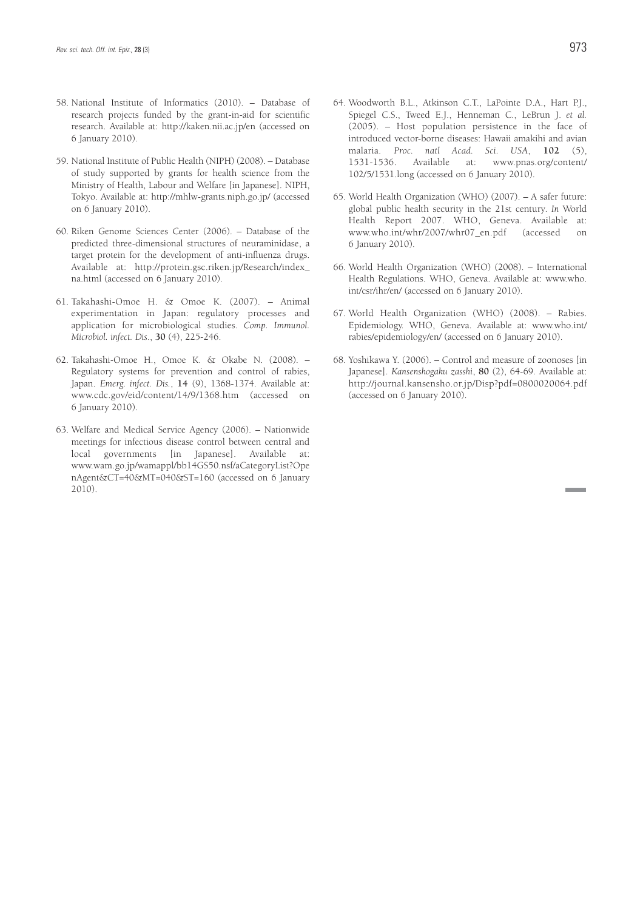58. National Institute of Informatics (2010). – Database of research projects funded by the grant-in-aid for scientific research. Available at: http://kaken.nii.ac.jp/en (accessed on 6 January 2010).

59. National Institute of Public Health (NIPH) (2008). – Database of study supported by grants for health science from the Ministry of Health, Labour and Welfare [in Japanese]. NIPH, Tokyo. Available at: http://mhlw-grants.niph.go.jp/ (accessed on 6 January 2010).

60. Riken Genome Sciences Center (2006). – Database of the predicted three-dimensional structures of neuraminidase, a target protein for the development of anti-influenza drugs. Available at: http://protein.gsc.riken.jp/Research/index_na.html (accessed on 6 January 2010).

61. Takahashi-Omoe H. & Omoe K. (2007). – Animal experimentation in Japan: regulatory processes and application for microbiological studies. *Comp. Immunol. Microbiol. infect. Dis.*, **30** (4), 225-246.

62. Takahashi-Omoe H., Omoe K. & Okabe N. (2008). – Regulatory systems for prevention and control of rabies, Japan. *Emerg. infect. Dis.*, **14** (9), 1368-1374. Available at: www.cdc.gov/eid/content/14/9/1368.htm (accessed on 6 January 2010).

63. Welfare and Medical Service Agency (2006). – Nationwide meetings for infectious disease control between central and local governments [in Japanese]. Available at: www.wam.go.jp/wamappl/bb14GS50.nsf/aCategoryList?OpenAgent&CT=40&MT=040&ST=160 (accessed on 6 January 2010).

64. Woodworth B.L., Atkinson C.T., LaPointe D.A., Hart P.J., Spiegel C.S., Tweed E.J., Henneman C., LeBrun J. *et al.* (2005). – Host population persistence in the face of introduced vector-borne diseases: Hawaii amakihi and avian malaria. *Proc. natl Acad. Sci. USA*, **102** (5), 1531-1536. Available at: www.pnas.org/content/102/5/1531.long (accessed on 6 January 2010).

65. World Health Organization (WHO) (2007). – A safer future: global public health security in the 21st century. *In* World Health Report 2007. WHO, Geneva. Available at: www.who.int/whr/2007/whr07_en.pdf (accessed on 6 January 2010).

66. World Health Organization (WHO) (2008). – International Health Regulations. WHO, Geneva. Available at: www.who.int/csr/ihr/en/ (accessed on 6 January 2010).

67. World Health Organization (WHO) (2008). – Rabies. Epidemiology. WHO, Geneva. Available at: www.who.int/rabies/epidemiology/en/ (accessed on 6 January 2010).

68. Yoshikawa Y. (2006). – Control and measure of zoonoses [in Japanese]. *Kansenshogaku zasshi*, **80** (2), 64-69. Available at: http://journal.kansensho.or.jp/Disp?pdf=0800020064.pdf (accessed on 6 January 2010).